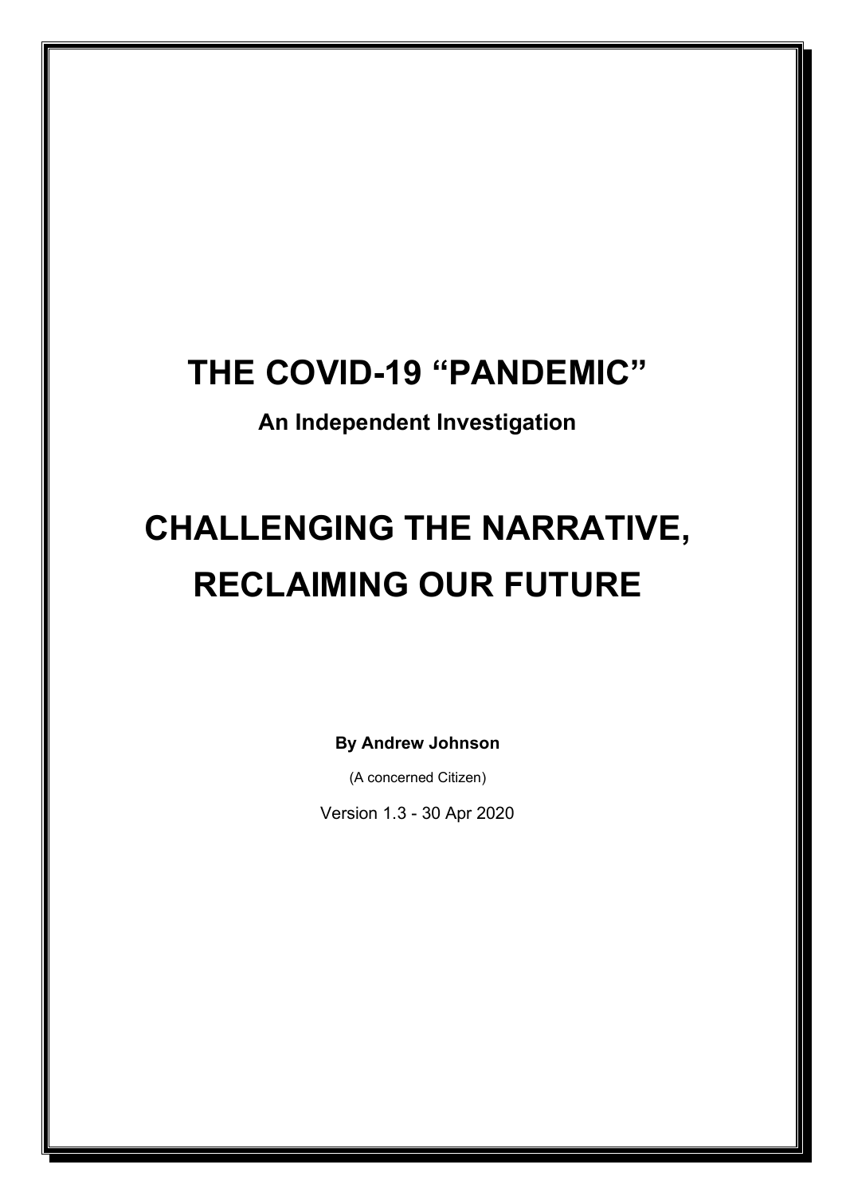# THE COVID-19 "PANDEMIC"

**An Independent Investigation**

# CHALLENGING THE NARRATIVE, RECLAIMING OUR FUTURE

**By Andrew Johnson**

(A concerned Citizen)

Version 1.3 - 30 Apr 2020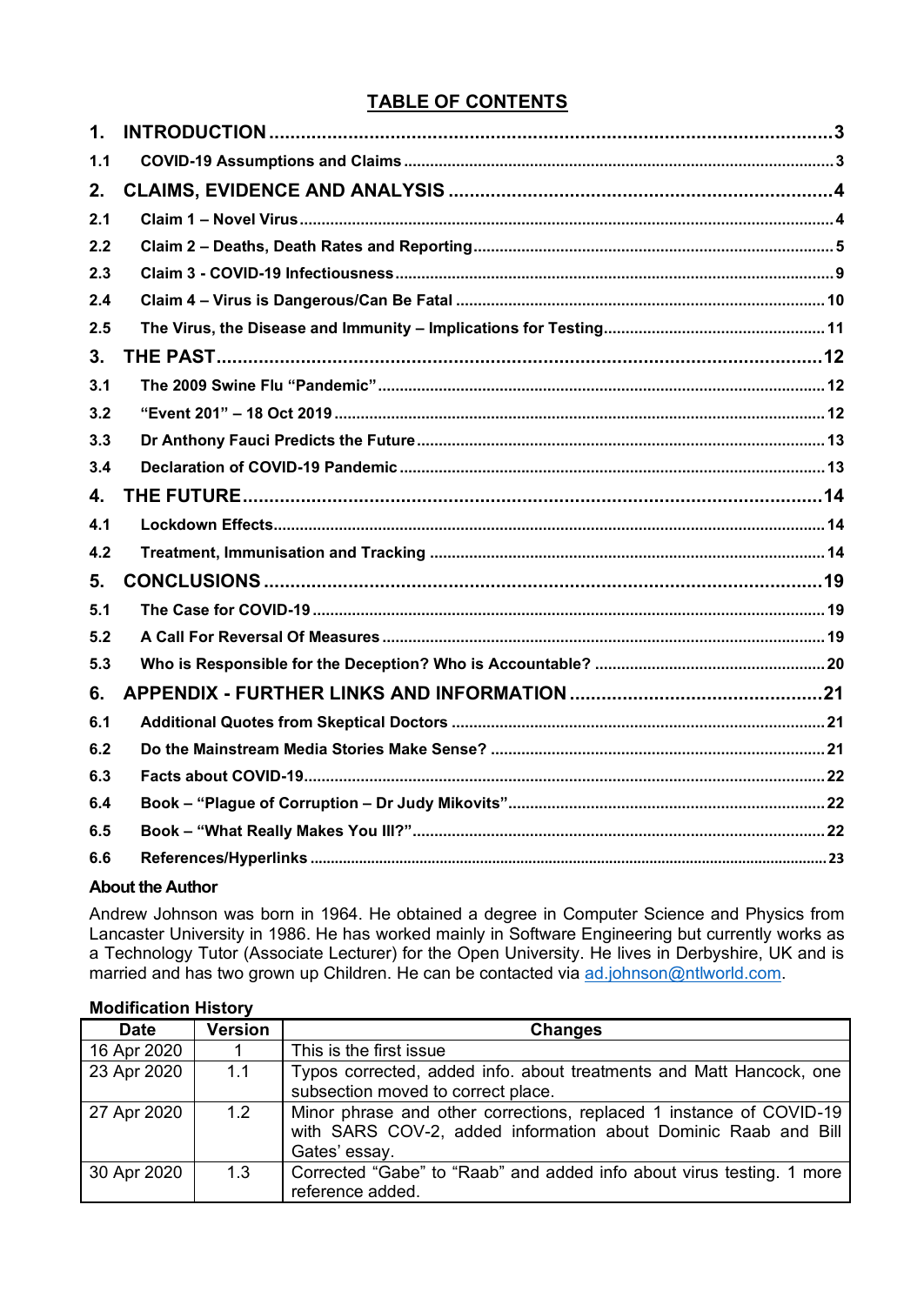## TABLE OF CONTENTS

| | | |
|---|---|---|
| **1.** | **INTRODUCTION** | **3** |
| **1.1** | **COVID-19 Assumptions and Claims** | **3** |
| **2.** | **CLAIMS, EVIDENCE AND ANALYSIS** | **4** |
| **2.1** | **Claim 1 – Novel Virus** | **4** |
| **2.2** | **Claim 2 – Deaths, Death Rates and Reporting** | **5** |
| **2.3** | **Claim 3 - COVID-19 Infectiousness** | **9** |
| **2.4** | **Claim 4 – Virus is Dangerous/Can Be Fatal** | **10** |
| **2.5** | **The Virus, the Disease and Immunity – Implications for Testing** | **11** |
| **3.** | **THE PAST** | **12** |
| **3.1** | **The 2009 Swine Flu "Pandemic"** | **12** |
| **3.2** | **"Event 201" – 18 Oct 2019** | **12** |
| **3.3** | **Dr Anthony Fauci Predicts the Future** | **13** |
| **3.4** | **Declaration of COVID-19 Pandemic** | **13** |
| **4.** | **THE FUTURE** | **14** |
| **4.1** | **Lockdown Effects** | **14** |
| **4.2** | **Treatment, Immunisation and Tracking** | **14** |
| **5.** | **CONCLUSIONS** | **19** |
| **5.1** | **The Case for COVID-19** | **19** |
| **5.2** | **A Call For Reversal Of Measures** | **19** |
| **5.3** | **Who is Responsible for the Deception? Who is Accountable?** | **20** |
| **6.** | **APPENDIX - FURTHER LINKS AND INFORMATION** | **21** |
| **6.1** | **Additional Quotes from Skeptical Doctors** | **21** |
| **6.2** | **Do the Mainstream Media Stories Make Sense?** | **21** |
| **6.3** | **Facts about COVID-19** | **22** |
| **6.4** | **Book – "Plague of Corruption – Dr Judy Mikovits"** | **22** |
| **6.5** | **Book – "What Really Makes You Ill?"** | **22** |
| **6.6** | **References/Hyperlinks** | **23** |

**About the Author**

Andrew Johnson was born in 1964. He obtained a degree in Computer Science and Physics from Lancaster University in 1986. He has worked mainly in Software Engineering but currently works as a Technology Tutor (Associate Lecturer) for the Open University. He lives in Derbyshire, UK and is married and has two grown up Children. He can be contacted via ad.johnson@ntlworld.com.

**Modification History**

| Date | Version | Changes |
|---|---|---|
| 16 Apr 2020 | 1 | This is the first issue |
| 23 Apr 2020 | 1.1 | Typos corrected, added info. about treatments and Matt Hancock, one subsection moved to correct place. |
| 27 Apr 2020 | 1.2 | Minor phrase and other corrections, replaced 1 instance of COVID-19 with SARS COV-2, added information about Dominic Raab and Bill Gates' essay. |
| 30 Apr 2020 | 1.3 | Corrected "Gabe" to "Raab" and added info about virus testing. 1 more reference added. |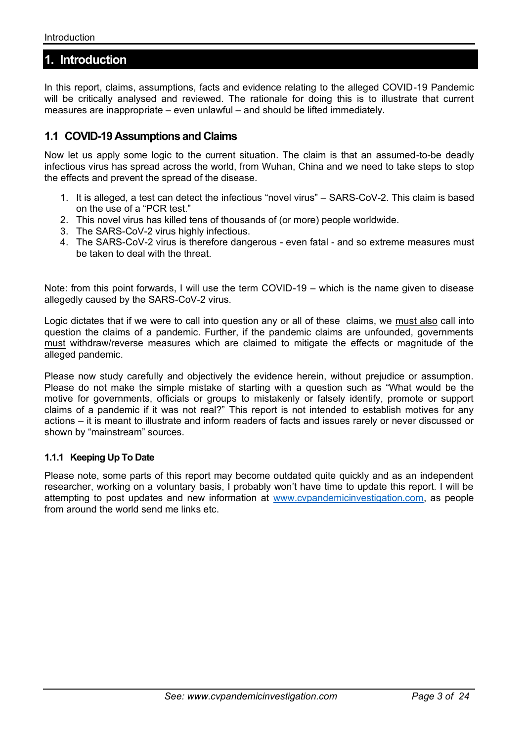# 1. Introduction

In this report, claims, assumptions, facts and evidence relating to the alleged COVID-19 Pandemic will be critically analysed and reviewed. The rationale for doing this is to illustrate that current measures are inappropriate – even unlawful – and should be lifted immediately.

## 1.1 COVID-19 Assumptions and Claims

Now let us apply some logic to the current situation. The claim is that an assumed-to-be deadly infectious virus has spread across the world, from Wuhan, China and we need to take steps to stop the effects and prevent the spread of the disease.

1. It is alleged, a test can detect the infectious "novel virus" – SARS-CoV-2. This claim is based on the use of a "PCR test."
2. This novel virus has killed tens of thousands of (or more) people worldwide.
3. The SARS-CoV-2 virus highly infectious.
4. The SARS-CoV-2 virus is therefore dangerous - even fatal - and so extreme measures must be taken to deal with the threat.

Note: from this point forwards, I will use the term COVID-19 – which is the name given to disease allegedly caused by the SARS-CoV-2 virus.

Logic dictates that if we were to call into question any or all of these claims, we must also call into question the claims of a pandemic. Further, if the pandemic claims are unfounded, governments must withdraw/reverse measures which are claimed to mitigate the effects or magnitude of the alleged pandemic.

Please now study carefully and objectively the evidence herein, without prejudice or assumption. Please do not make the simple mistake of starting with a question such as "What would be the motive for governments, officials or groups to mistakenly or falsely identify, promote or support claims of a pandemic if it was not real?" This report is not intended to establish motives for any actions – it is meant to illustrate and inform readers of facts and issues rarely or never discussed or shown by "mainstream" sources.

### 1.1.1 Keeping Up To Date

Please note, some parts of this report may become outdated quite quickly and as an independent researcher, working on a voluntary basis, I probably won't have time to update this report. I will be attempting to post updates and new information at [www.cvpandemicinvestigation.com](http://www.cvpandemicinvestigation.com), as people from around the world send me links etc.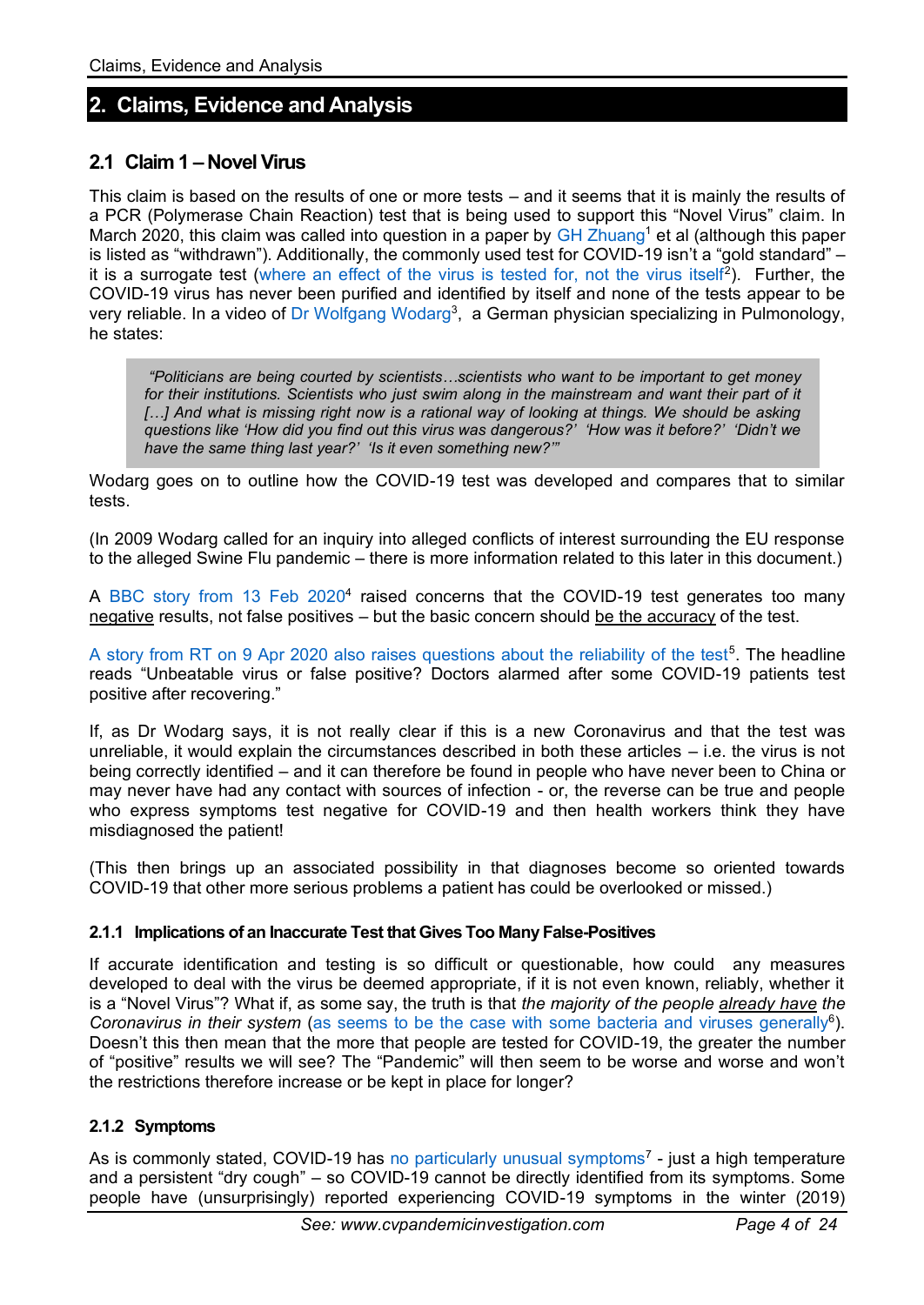## 2. Claims, Evidence and Analysis

### 2.1 Claim 1 – Novel Virus

This claim is based on the results of one or more tests – and it seems that it is mainly the results of a PCR (Polymerase Chain Reaction) test that is being used to support this "Novel Virus" claim. In March 2020, this claim was called into question in a paper by GH Zhuang[1] et al (although this paper is listed as "withdrawn"). Additionally, the commonly used test for COVID-19 isn't a "gold standard" – it is a surrogate test (where an effect of the virus is tested for, not the virus itself[2]). Further, the COVID-19 virus has never been purified and identified by itself and none of the tests appear to be very reliable. In a video of Dr Wolfgang Wodarg[3], a German physician specializing in Pulmonology, he states:

> *"Politicians are being courted by scientists…scientists who want to be important to get money for their institutions. Scientists who just swim along in the mainstream and want their part of it […] And what is missing right now is a rational way of looking at things. We should be asking questions like 'How did you find out this virus was dangerous?' 'How was it before?' 'Didn't we have the same thing last year?' 'Is it even something new?'"*

Wodarg goes on to outline how the COVID-19 test was developed and compares that to similar tests.

(In 2009 Wodarg called for an inquiry into alleged conflicts of interest surrounding the EU response to the alleged Swine Flu pandemic – there is more information related to this later in this document.)

A BBC story from 13 Feb 2020[4] raised concerns that the COVID-19 test generates too many <u>negative</u> results, not false positives – but the basic concern should <u>be the accuracy</u> of the test.

A story from RT on 9 Apr 2020 also raises questions about the reliability of the test[5]. The headline reads "Unbeatable virus or false positive? Doctors alarmed after some COVID-19 patients test positive after recovering."

If, as Dr Wodarg says, it is not really clear if this is a new Coronavirus and that the test was unreliable, it would explain the circumstances described in both these articles – i.e. the virus is not being correctly identified – and it can therefore be found in people who have never been to China or may never have had any contact with sources of infection - or, the reverse can be true and people who express symptoms test negative for COVID-19 and then health workers think they have misdiagnosed the patient!

(This then brings up an associated possibility in that diagnoses become so oriented towards COVID-19 that other more serious problems a patient has could be overlooked or missed.)

#### 2.1.1 Implications of an Inaccurate Test that Gives Too Many False-Positives

If accurate identification and testing is so difficult or questionable, how could any measures developed to deal with the virus be deemed appropriate, if it is not even known, reliably, whether it is a "Novel Virus"? What if, as some say, the truth is that *the majority of the people <u>already have</u> the Coronavirus in their system* (as seems to be the case with some bacteria and viruses generally[6]). Doesn't this then mean that the more that people are tested for COVID-19, the greater the number of "positive" results we will see? The "Pandemic" will then seem to be worse and worse and won't the restrictions therefore increase or be kept in place for longer?

#### 2.1.2 Symptoms

As is commonly stated, COVID-19 has no particularly unusual symptoms[7] - just a high temperature and a persistent "dry cough" – so COVID-19 cannot be directly identified from its symptoms. Some people have (unsurprisingly) reported experiencing COVID-19 symptoms in the winter (2019)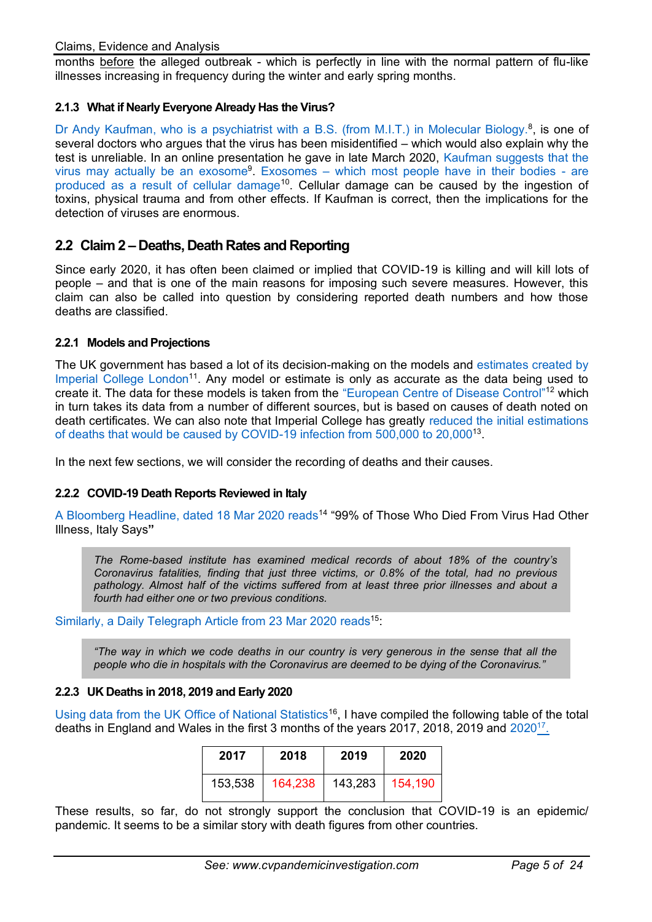months before the alleged outbreak - which is perfectly in line with the normal pattern of flu-like illnesses increasing in frequency during the winter and early spring months.

#### 2.1.3 What if Nearly Everyone Already Has the Virus?

Dr Andy Kaufman, who is a psychiatrist with a B.S. (from M.I.T.) in Molecular Biology.[8], is one of several doctors who argues that the virus has been misidentified – which would also explain why the test is unreliable. In an online presentation he gave in late March 2020, Kaufman suggests that the virus may actually be an exosome[9]. Exosomes – which most people have in their bodies - are produced as a result of cellular damage[10]. Cellular damage can be caused by the ingestion of toxins, physical trauma and from other effects. If Kaufman is correct, then the implications for the detection of viruses are enormous.

### 2.2 Claim 2 – Deaths, Death Rates and Reporting

Since early 2020, it has often been claimed or implied that COVID-19 is killing and will kill lots of people – and that is one of the main reasons for imposing such severe measures. However, this claim can also be called into question by considering reported death numbers and how those deaths are classified.

#### 2.2.1 Models and Projections

The UK government has based a lot of its decision-making on the models and estimates created by Imperial College London[11]. Any model or estimate is only as accurate as the data being used to create it. The data for these models is taken from the "European Centre of Disease Control"[12] which in turn takes its data from a number of different sources, but is based on causes of death noted on death certificates. We can also note that Imperial College has greatly reduced the initial estimations of deaths that would be caused by COVID-19 infection from 500,000 to 20,000[13].

In the next few sections, we will consider the recording of deaths and their causes.

#### 2.2.2 COVID-19 Death Reports Reviewed in Italy

A Bloomberg Headline, dated 18 Mar 2020 reads[14] "99% of Those Who Died From Virus Had Other Illness, Italy Says"

> *The Rome-based institute has examined medical records of about 18% of the country's Coronavirus fatalities, finding that just three victims, or 0.8% of the total, had no previous pathology. Almost half of the victims suffered from at least three prior illnesses and about a fourth had either one or two previous conditions.*

Similarly, a Daily Telegraph Article from 23 Mar 2020 reads[15]:

> *"The way in which we code deaths in our country is very generous in the sense that all the people who die in hospitals with the Coronavirus are deemed to be dying of the Coronavirus."*

#### 2.2.3 UK Deaths in 2018, 2019 and Early 2020

Using data from the UK Office of National Statistics[16], I have compiled the following table of the total deaths in England and Wales in the first 3 months of the years 2017, 2018, 2019 and 2020[17].

| 2017 | 2018 | 2019 | 2020 |
|---|---|---|---|
| 153,538 | 164,238 | 143,283 | 154,190 |

These results, so far, do not strongly support the conclusion that COVID-19 is an epidemic/ pandemic. It seems to be a similar story with death figures from other countries.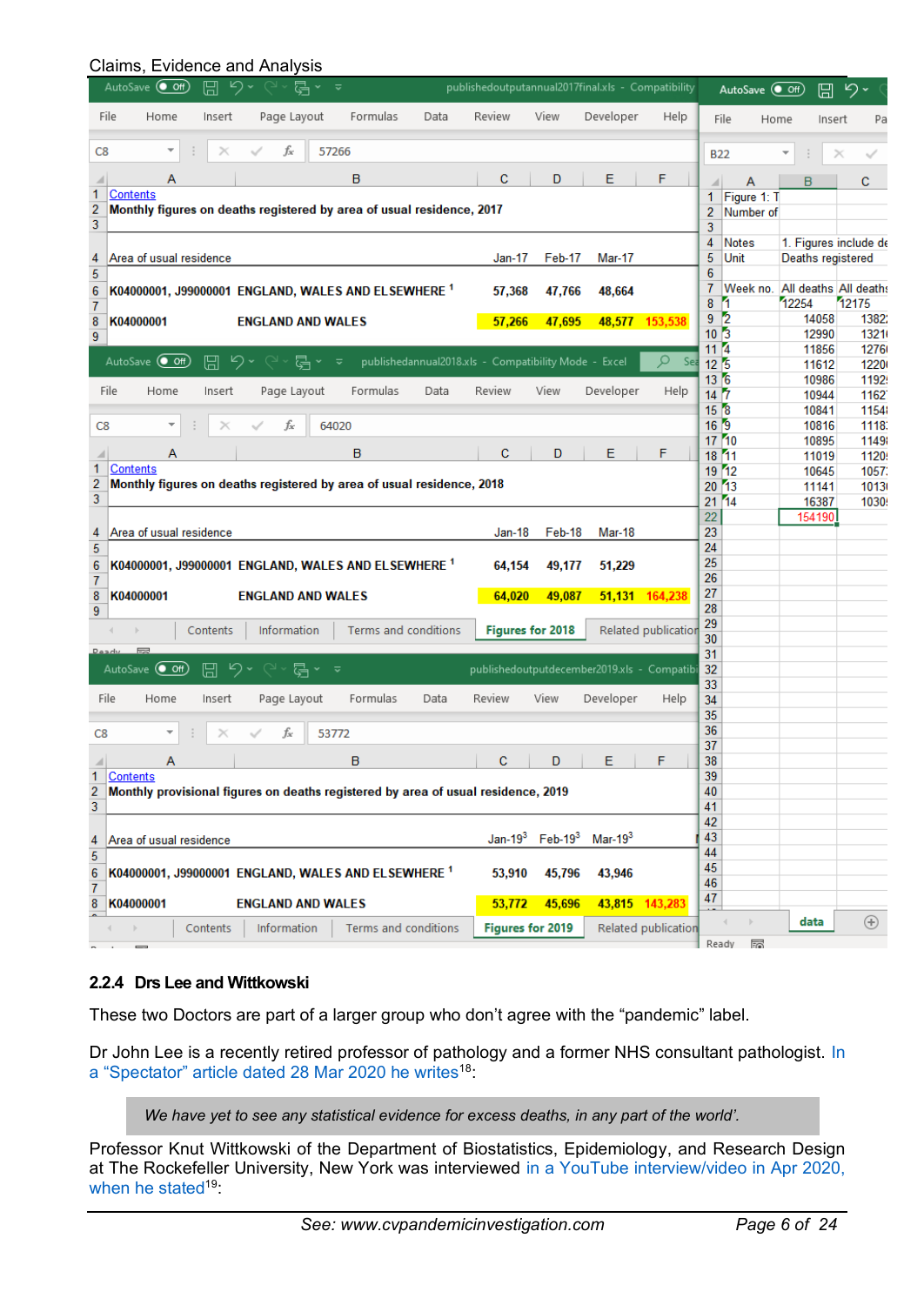Claims, Evidence and Analysis

| | A | B | C | D | E | F |
|---|---|---|---|---|---|---|
| 1 | Contents | | | | | |
| 2 | Monthly figures on deaths registered by area of usual residence, 2017 | | | | | |
| 4 | Area of usual residence | | Jan-17 | Feb-17 | Mar-17 | |
| 6 | K04000001, J99000001 | ENGLAND, WALES AND ELSEWHERE [1] | 57,368 | 47,766 | 48,664 | |
| 8 | K04000001 | ENGLAND AND WALES | 57,266 | 47,695 | 48,577 | 153,538 |

| | A | B | C | D | E | F |
|---|---|---|---|---|---|---|
| 1 | Contents | | | | | |
| 2 | Monthly figures on deaths registered by area of usual residence, 2018 | | | | | |
| 4 | Area of usual residence | | Jan-18 | Feb-18 | Mar-18 | |
| 6 | K04000001, J99000001 | ENGLAND, WALES AND ELSEWHERE [1] | 64,154 | 49,177 | 51,229 | |
| 8 | K04000001 | ENGLAND AND WALES | 64,020 | 49,087 | 51,131 | 164,238 |

| | A | B | C | D | E | F |
|---|---|---|---|---|---|---|
| 1 | Contents | | | | | |
| 2 | Monthly provisional figures on deaths registered by area of usual residence, 2019 | | | | | |
| 4 | Area of usual residence | | Jan-19[3] | Feb-19[3] | Mar-19[3] | |
| 6 | K04000001, J99000001 | ENGLAND, WALES AND ELSEWHERE [1] | 53,910 | 45,796 | 43,946 | |
| 8 | K04000001 | ENGLAND AND WALES | 53,772 | 45,696 | 43,815 | 143,283 |

| | A | B | C |
|---|---|---|---|
| 1 | Figure 1: T | | |
| 2 | Number of | | |
| 4 | Notes | 1. Figures include de | |
| 5 | Unit | Deaths registered | |
| 7 | Week no. | All deaths | All deaths |
| 8 | 1 | 12254 | 12175 |
| 9 | 2 | 14058 | 1382 |
| 10 | 3 | 12990 | 1321 |
| 11 | 4 | 11856 | 1276 |
| 12 | 5 | 11612 | 1220 |
| 13 | 6 | 10986 | 1192 |
| 14 | 7 | 10944 | 1162 |
| 15 | 8 | 10841 | 1154 |
| 16 | 9 | 10816 | 1118 |
| 17 | 10 | 10895 | 1149 |
| 18 | 11 | 11019 | 1120 |
| 19 | 12 | 10645 | 1057 |
| 20 | 13 | 11141 | 1013 |
| 21 | 14 | 16387 | 1030 |
| 22 | | 154190 | |

### 2.2.4 Drs Lee and Wittkowski

These two Doctors are part of a larger group who don't agree with the "pandemic" label.

Dr John Lee is a recently retired professor of pathology and a former NHS consultant pathologist. In a "Spectator" article dated 28 Mar 2020 he writes[18]:

> *We have yet to see any statistical evidence for excess deaths, in any part of the world'.*

Professor Knut Wittkowski of the Department of Biostatistics, Epidemiology, and Research Design at The Rockefeller University, New York was interviewed in a YouTube interview/video in Apr 2020, when he stated[19]:

See: www.cvpandemicinvestigation.com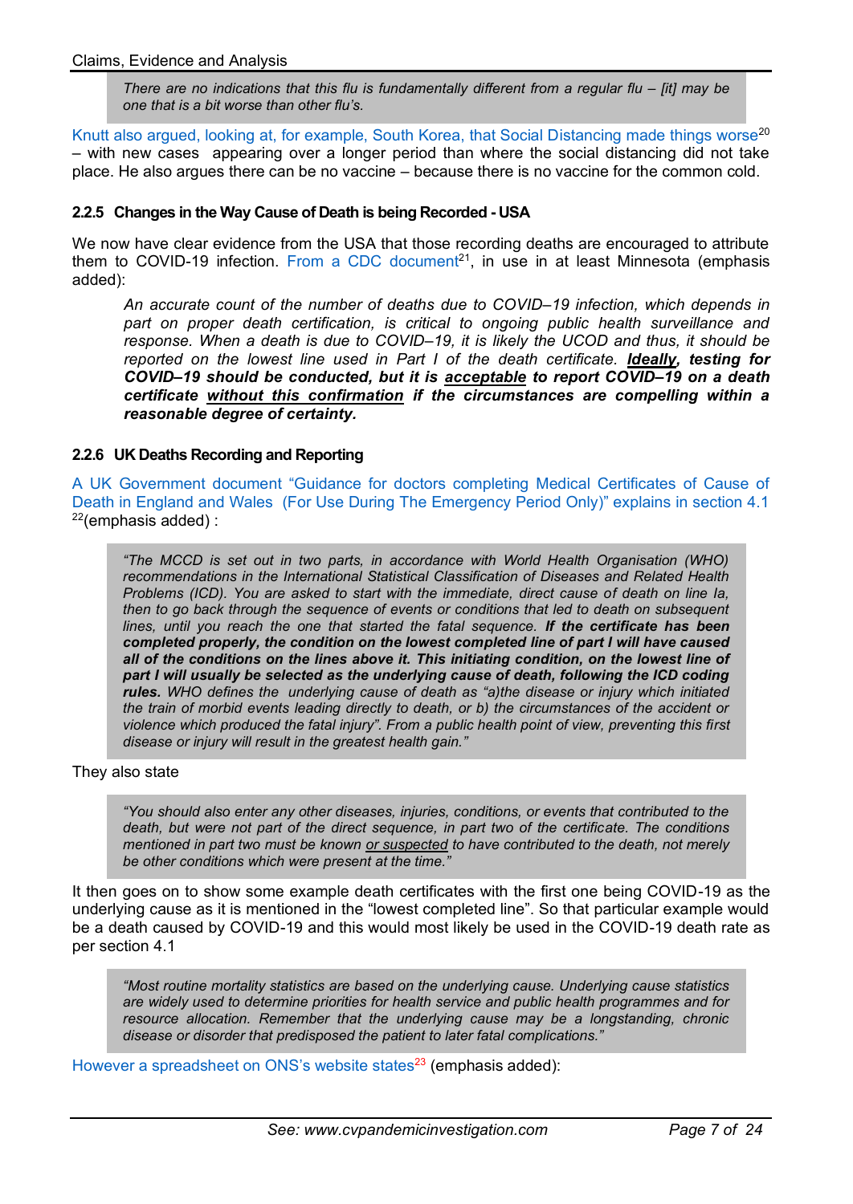> *There are no indications that this flu is fundamentally different from a regular flu – [it] may be one that is a bit worse than other flu's.*

Knutt also argued, looking at, for example, South Korea, that Social Distancing made things worse[20] – with new cases appearing over a longer period than where the social distancing did not take place. He also argues there can be no vaccine – because there is no vaccine for the common cold.

#### 2.2.5 Changes in the Way Cause of Death is being Recorded - USA

We now have clear evidence from the USA that those recording deaths are encouraged to attribute them to COVID-19 infection. From a CDC document[21], in use in at least Minnesota (emphasis added):

> *An accurate count of the number of deaths due to COVID–19 infection, which depends in part on proper death certification, is critical to ongoing public health surveillance and response. When a death is due to COVID–19, it is likely the UCOD and thus, it should be reported on the lowest line used in Part I of the death certificate.* ***<u>Ideally</u>, testing for COVID–19 should be conducted, but it is <u>acceptable</u> to report COVID–19 on a death certificate <u>without this confirmation</u> if the circumstances are compelling within a reasonable degree of certainty.***

#### 2.2.6 UK Deaths Recording and Reporting

A UK Government document "Guidance for doctors completing Medical Certificates of Cause of Death in England and Wales (For Use During The Emergency Period Only)" explains in section 4.1 [22](emphasis added) :

> *"The MCCD is set out in two parts, in accordance with World Health Organisation (WHO) recommendations in the International Statistical Classification of Diseases and Related Health Problems (ICD). You are asked to start with the immediate, direct cause of death on line Ia, then to go back through the sequence of events or conditions that led to death on subsequent lines, until you reach the one that started the fatal sequence.* ***If the certificate has been completed properly, the condition on the lowest completed line of part I will have caused all of the conditions on the lines above it. This initiating condition, on the lowest line of part I will usually be selected as the underlying cause of death, following the ICD coding rules.*** *WHO defines the underlying cause of death as "a)the disease or injury which initiated the train of morbid events leading directly to death, or b) the circumstances of the accident or violence which produced the fatal injury". From a public health point of view, preventing this first disease or injury will result in the greatest health gain."*

They also state

> *"You should also enter any other diseases, injuries, conditions, or events that contributed to the death, but were not part of the direct sequence, in part two of the certificate. The conditions mentioned in part two must be known <u>or suspected</u> to have contributed to the death, not merely be other conditions which were present at the time."*

It then goes on to show some example death certificates with the first one being COVID-19 as the underlying cause as it is mentioned in the "lowest completed line". So that particular example would be a death caused by COVID-19 and this would most likely be used in the COVID-19 death rate as per section 4.1

> *"Most routine mortality statistics are based on the underlying cause. Underlying cause statistics are widely used to determine priorities for health service and public health programmes and for resource allocation. Remember that the underlying cause may be a longstanding, chronic disease or disorder that predisposed the patient to later fatal complications."*

However a spreadsheet on ONS's website states[23] (emphasis added):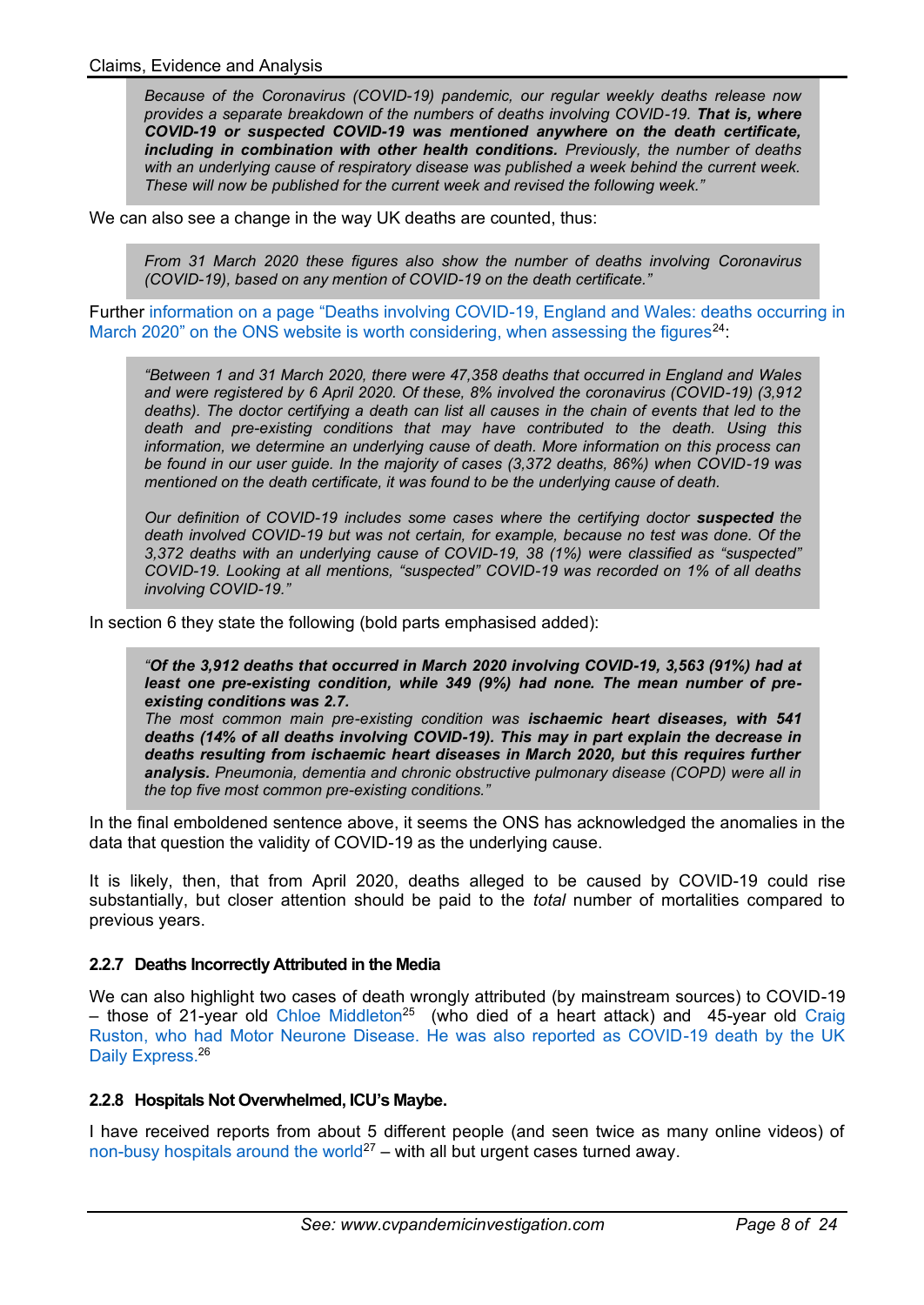> *Because of the Coronavirus (COVID-19) pandemic, our regular weekly deaths release now provides a separate breakdown of the numbers of deaths involving COVID-19.* ***That is, where COVID-19 or suspected COVID-19 was mentioned anywhere on the death certificate, including in combination with other health conditions.*** *Previously, the number of deaths with an underlying cause of respiratory disease was published a week behind the current week. These will now be published for the current week and revised the following week."*

We can also see a change in the way UK deaths are counted, thus:

> *From 31 March 2020 these figures also show the number of deaths involving Coronavirus (COVID-19), based on any mention of COVID-19 on the death certificate."*

Further information on a page "Deaths involving COVID-19, England and Wales: deaths occurring in March 2020" on the ONS website is worth considering, when assessing the figures[24]:

> *"Between 1 and 31 March 2020, there were 47,358 deaths that occurred in England and Wales and were registered by 6 April 2020. Of these, 8% involved the coronavirus (COVID-19) (3,912 deaths). The doctor certifying a death can list all causes in the chain of events that led to the death and pre-existing conditions that may have contributed to the death. Using this information, we determine an underlying cause of death. More information on this process can be found in our user guide. In the majority of cases (3,372 deaths, 86%) when COVID-19 was mentioned on the death certificate, it was found to be the underlying cause of death.*
>
> *Our definition of COVID-19 includes some cases where the certifying doctor* ***suspected*** *the death involved COVID-19 but was not certain, for example, because no test was done. Of the 3,372 deaths with an underlying cause of COVID-19, 38 (1%) were classified as "suspected" COVID-19. Looking at all mentions, "suspected" COVID-19 was recorded on 1% of all deaths involving COVID-19."*

In section 6 they state the following (bold parts emphasised added):

> *"**Of the 3,912 deaths that occurred in March 2020 involving COVID-19, 3,563 (91%) had at least one pre-existing condition, while 349 (9%) had none. The mean number of pre-existing conditions was 2.7.***
> *The most common main pre-existing condition was* ***ischaemic heart diseases, with 541 deaths (14% of all deaths involving COVID-19). This may in part explain the decrease in deaths resulting from ischaemic heart diseases in March 2020, but this requires further analysis.*** *Pneumonia, dementia and chronic obstructive pulmonary disease (COPD) were all in the top five most common pre-existing conditions."*

In the final emboldened sentence above, it seems the ONS has acknowledged the anomalies in the data that question the validity of COVID-19 as the underlying cause.

It is likely, then, that from April 2020, deaths alleged to be caused by COVID-19 could rise substantially, but closer attention should be paid to the *total* number of mortalities compared to previous years.

### 2.2.7 Deaths Incorrectly Attributed in the Media

We can also highlight two cases of death wrongly attributed (by mainstream sources) to COVID-19 – those of 21-year old Chloe Middleton[25] (who died of a heart attack) and 45-year old Craig Ruston, who had Motor Neurone Disease. He was also reported as COVID-19 death by the UK Daily Express.[26]

### 2.2.8 Hospitals Not Overwhelmed, ICU's Maybe.

I have received reports from about 5 different people (and seen twice as many online videos) of non-busy hospitals around the world[27] – with all but urgent cases turned away.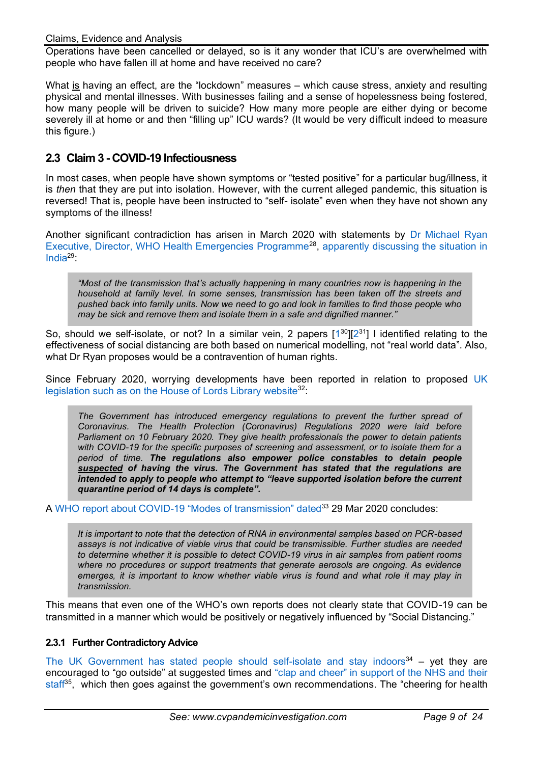Operations have been cancelled or delayed, so is it any wonder that ICU's are overwhelmed with people who have fallen ill at home and have received no care?

What is having an effect, are the "lockdown" measures – which cause stress, anxiety and resulting physical and mental illnesses. With businesses failing and a sense of hopelessness being fostered, how many people will be driven to suicide? How many more people are either dying or become severely ill at home or and then "filling up" ICU wards? (It would be very difficult indeed to measure this figure.)

## 2.3 Claim 3 - COVID-19 Infectiousness

In most cases, when people have shown symptoms or "tested positive" for a particular bug/illness, it is *then* that they are put into isolation. However, with the current alleged pandemic, this situation is reversed! That is, people have been instructed to "self- isolate" even when they have not shown any symptoms of the illness!

Another significant contradiction has arisen in March 2020 with statements by Dr Michael Ryan Executive, Director, WHO Health Emergencies Programme[28], apparently discussing the situation in India[29]:

> *"Most of the transmission that's actually happening in many countries now is happening in the household at family level. In some senses, transmission has been taken off the streets and pushed back into family units. Now we need to go and look in families to find those people who may be sick and remove them and isolate them in a safe and dignified manner."*

So, should we self-isolate, or not? In a similar vein, 2 papers [1[30]][2[31]] I identified relating to the effectiveness of social distancing are both based on numerical modelling, not "real world data". Also, what Dr Ryan proposes would be a contravention of human rights.

Since February 2020, worrying developments have been reported in relation to proposed UK legislation such as on the House of Lords Library website[32]:

> *The Government has introduced emergency regulations to prevent the further spread of Coronavirus. The Health Protection (Coronavirus) Regulations 2020 were laid before Parliament on 10 February 2020. They give health professionals the power to detain patients with COVID-19 for the specific purposes of screening and assessment, or to isolate them for a period of time.* ***The regulations also empower police constables to detain people <u>suspected</u> of having the virus. The Government has stated that the regulations are intended to apply to people who attempt to "leave supported isolation before the current quarantine period of 14 days is complete".***

A WHO report about COVID-19 "Modes of transmission" dated[33] 29 Mar 2020 concludes:

> *It is important to note that the detection of RNA in environmental samples based on PCR-based assays is not indicative of viable virus that could be transmissible. Further studies are needed to determine whether it is possible to detect COVID-19 virus in air samples from patient rooms where no procedures or support treatments that generate aerosols are ongoing. As evidence emerges, it is important to know whether viable virus is found and what role it may play in transmission.*

This means that even one of the WHO's own reports does not clearly state that COVID-19 can be transmitted in a manner which would be positively or negatively influenced by "Social Distancing."

### 2.3.1 Further Contradictory Advice

The UK Government has stated people should self-isolate and stay indoors[34] – yet they are encouraged to "go outside" at suggested times and "clap and cheer" in support of the NHS and their staff[35], which then goes against the government's own recommendations. The "cheering for health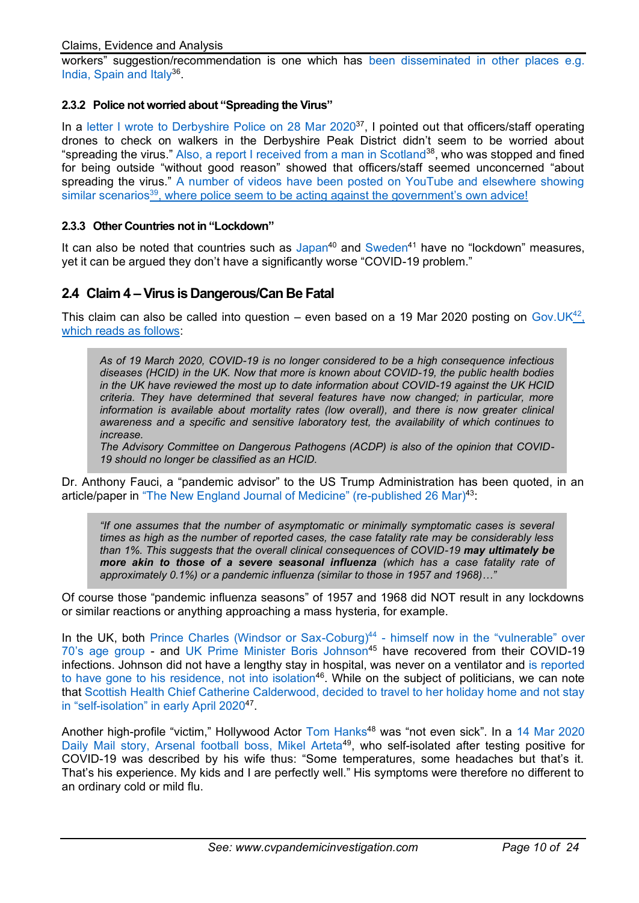workers" suggestion/recommendation is one which has been disseminated in other places e.g. India, Spain and Italy[36].

### 2.3.2 Police not worried about "Spreading the Virus"

In a letter I wrote to Derbyshire Police on 28 Mar 2020[37], I pointed out that officers/staff operating drones to check on walkers in the Derbyshire Peak District didn't seem to be worried about "spreading the virus." Also, a report I received from a man in Scotland[38], who was stopped and fined for being outside "without good reason" showed that officers/staff seemed unconcerned "about spreading the virus." A number of videos have been posted on YouTube and elsewhere showing similar scenarios[39], where police seem to be acting against the government's own advice!

### 2.3.3 Other Countries not in "Lockdown"

It can also be noted that countries such as Japan[40] and Sweden[41] have no "lockdown" measures, yet it can be argued they don't have a significantly worse "COVID-19 problem."

## 2.4 Claim 4 – Virus is Dangerous/Can Be Fatal

This claim can also be called into question – even based on a 19 Mar 2020 posting on Gov.UK[42], which reads as follows:

> *As of 19 March 2020, COVID-19 is no longer considered to be a high consequence infectious diseases (HCID) in the UK. Now that more is known about COVID-19, the public health bodies in the UK have reviewed the most up to date information about COVID-19 against the UK HCID criteria. They have determined that several features have now changed; in particular, more information is available about mortality rates (low overall), and there is now greater clinical awareness and a specific and sensitive laboratory test, the availability of which continues to increase.*
> *The Advisory Committee on Dangerous Pathogens (ACDP) is also of the opinion that COVID-19 should no longer be classified as an HCID.*

Dr. Anthony Fauci, a "pandemic advisor" to the US Trump Administration has been quoted, in an article/paper in "The New England Journal of Medicine" (re-published 26 Mar)[43]:

> *"If one assumes that the number of asymptomatic or minimally symptomatic cases is several times as high as the number of reported cases, the case fatality rate may be considerably less than 1%. This suggests that the overall clinical consequences of COVID-19* ***may ultimately be more akin to those of a severe seasonal influenza*** *(which has a case fatality rate of approximately 0.1%) or a pandemic influenza (similar to those in 1957 and 1968)…"*

Of course those "pandemic influenza seasons" of 1957 and 1968 did NOT result in any lockdowns or similar reactions or anything approaching a mass hysteria, for example.

In the UK, both Prince Charles (Windsor or Sax-Coburg)[44] - himself now in the "vulnerable" over 70's age group - and UK Prime Minister Boris Johnson[45] have recovered from their COVID-19 infections. Johnson did not have a lengthy stay in hospital, was never on a ventilator and is reported to have gone to his residence, not into isolation[46]. While on the subject of politicians, we can note that Scottish Health Chief Catherine Calderwood, decided to travel to her holiday home and not stay in "self-isolation" in early April 2020[47].

Another high-profile "victim," Hollywood Actor Tom Hanks[48] was "not even sick". In a 14 Mar 2020 Daily Mail story, Arsenal football boss, Mikel Arteta[49], who self-isolated after testing positive for COVID-19 was described by his wife thus: "Some temperatures, some headaches but that's it. That's his experience. My kids and I are perfectly well." His symptoms were therefore no different to an ordinary cold or mild flu.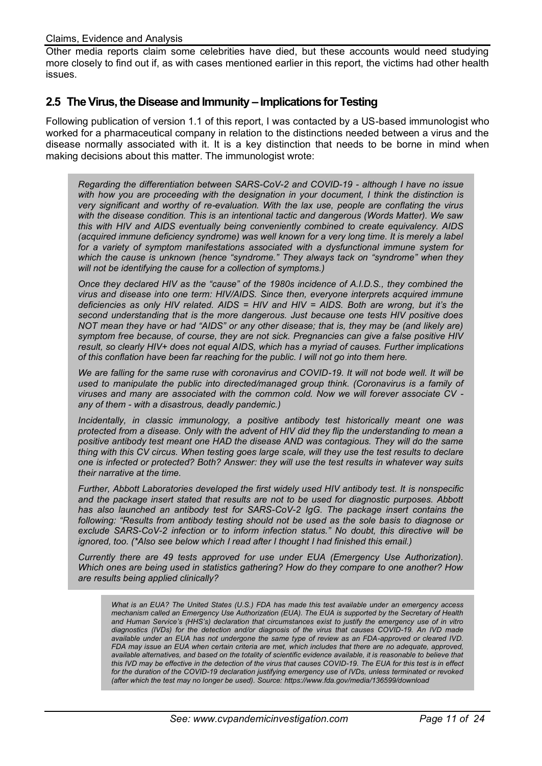Other media reports claim some celebrities have died, but these accounts would need studying more closely to find out if, as with cases mentioned earlier in this report, the victims had other health issues.

## 2.5 The Virus, the Disease and Immunity – Implications for Testing

Following publication of version 1.1 of this report, I was contacted by a US-based immunologist who worked for a pharmaceutical company in relation to the distinctions needed between a virus and the disease normally associated with it. It is a key distinction that needs to be borne in mind when making decisions about this matter. The immunologist wrote:

> *Regarding the differentiation between SARS-CoV-2 and COVID-19 - although I have no issue with how you are proceeding with the designation in your document, I think the distinction is very significant and worthy of re-evaluation. With the lax use, people are conflating the virus with the disease condition. This is an intentional tactic and dangerous (Words Matter). We saw this with HIV and AIDS eventually being conveniently combined to create equivalency. AIDS (acquired immune deficiency syndrome) was well known for a very long time. It is merely a label for a variety of symptom manifestations associated with a dysfunctional immune system for which the cause is unknown (hence "syndrome." They always tack on "syndrome" when they will not be identifying the cause for a collection of symptoms.)*
>
> *Once they declared HIV as the "cause" of the 1980s incidence of A.I.D.S., they combined the virus and disease into one term: HIV/AIDS. Since then, everyone interprets acquired immune deficiencies as only HIV related. AIDS = HIV and HIV = AIDS. Both are wrong, but it's the second understanding that is the more dangerous. Just because one tests HIV positive does NOT mean they have or had "AIDS" or any other disease; that is, they may be (and likely are) symptom free because, of course, they are not sick. Pregnancies can give a false positive HIV result, so clearly HIV+ does not equal AIDS, which has a myriad of causes. Further implications of this conflation have been far reaching for the public. I will not go into them here.*
>
> *We are falling for the same ruse with coronavirus and COVID-19. It will not bode well. It will be used to manipulate the public into directed/managed group think. (Coronavirus is a family of viruses and many are associated with the common cold. Now we will forever associate CV - any of them - with a disastrous, deadly pandemic.)*
>
> *Incidentally, in classic immunology, a positive antibody test historically meant one was protected from a disease. Only with the advent of HIV did they flip the understanding to mean a positive antibody test meant one HAD the disease AND was contagious. They will do the same thing with this CV circus. When testing goes large scale, will they use the test results to declare one is infected or protected? Both? Answer: they will use the test results in whatever way suits their narrative at the time.*
>
> *Further, Abbott Laboratories developed the first widely used HIV antibody test. It is nonspecific and the package insert stated that results are not to be used for diagnostic purposes. Abbott has also launched an antibody test for SARS-CoV-2 IgG. The package insert contains the following: "Results from antibody testing should not be used as the sole basis to diagnose or exclude SARS-CoV-2 infection or to inform infection status." No doubt, this directive will be ignored, too. (\*Also see below which I read after I thought I had finished this email.)*
>
> *Currently there are 49 tests approved for use under EUA (Emergency Use Authorization). Which ones are being used in statistics gathering? How do they compare to one another? How are results being applied clinically?*
>
> > *What is an EUA? The United States (U.S.) FDA has made this test available under an emergency access mechanism called an Emergency Use Authorization (EUA). The EUA is supported by the Secretary of Health and Human Service's (HHS's) declaration that circumstances exist to justify the emergency use of in vitro diagnostics (IVDs) for the detection and/or diagnosis of the virus that causes COVID-19. An IVD made available under an EUA has not undergone the same type of review as an FDA-approved or cleared IVD. FDA may issue an EUA when certain criteria are met, which includes that there are no adequate, approved, available alternatives, and based on the totality of scientific evidence available, it is reasonable to believe that this IVD may be effective in the detection of the virus that causes COVID-19. The EUA for this test is in effect for the duration of the COVID-19 declaration justifying emergency use of IVDs, unless terminated or revoked (after which the test may no longer be used). Source: https://www.fda.gov/media/136599/download*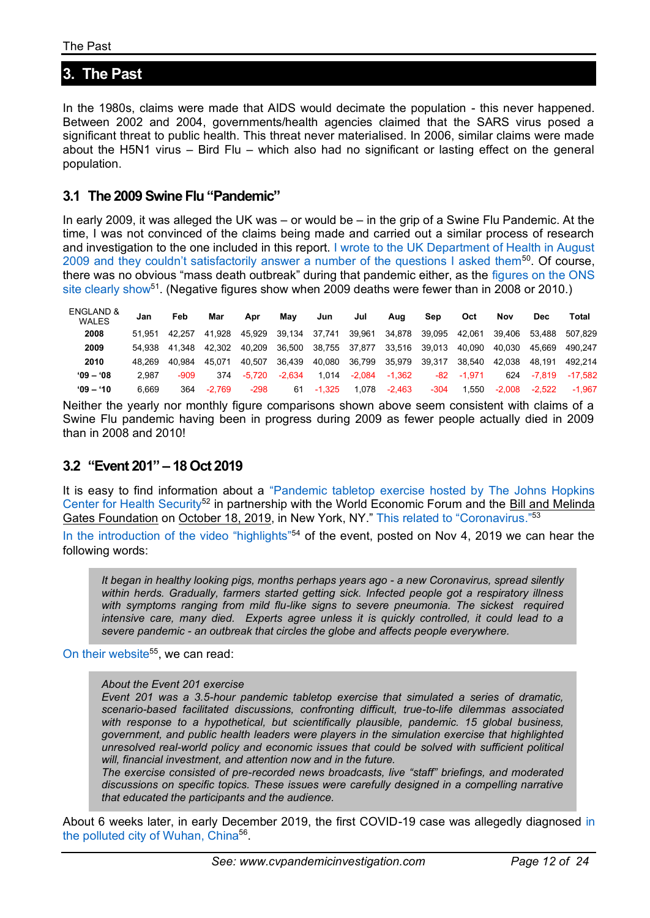# 3. The Past

In the 1980s, claims were made that AIDS would decimate the population - this never happened. Between 2002 and 2004, governments/health agencies claimed that the SARS virus posed a significant threat to public health. This threat never materialised. In 2006, similar claims were made about the H5N1 virus – Bird Flu – which also had no significant or lasting effect on the general population.

## 3.1 The 2009 Swine Flu "Pandemic"

In early 2009, it was alleged the UK was – or would be – in the grip of a Swine Flu Pandemic. At the time, I was not convinced of the claims being made and carried out a similar process of research and investigation to the one included in this report. I wrote to the UK Department of Health in August 2009 and they couldn't satisfactorily answer a number of the questions I asked them[50]. Of course, there was no obvious "mass death outbreak" during that pandemic either, as the figures on the ONS site clearly show[51]. (Negative figures show when 2009 deaths were fewer than in 2008 or 2010.)

| ENGLAND & WALES | Jan | Feb | Mar | Apr | May | Jun | Jul | Aug | Sep | Oct | Nov | Dec | Total |
|---|---|---|---|---|---|---|---|---|---|---|---|---|---|
| **2008** | 51,951 | 42,257 | 41,928 | 45,929 | 39,134 | 37,741 | 39,961 | 34,878 | 39,095 | 42,061 | 39,406 | 53,488 | 507,829 |
| **2009** | 54,938 | 41,348 | 42,302 | 40,209 | 36,500 | 38,755 | 37,877 | 33,516 | 39,013 | 40,090 | 40,030 | 45,669 | 490,247 |
| **2010** | 48,269 | 40,984 | 45,071 | 40,507 | 36,439 | 40,080 | 36,799 | 35,979 | 39,317 | 38,540 | 42,038 | 48,191 | 492,214 |
| **'09 – '08** | 2,987 | -909 | 374 | -5,720 | -2,634 | 1,014 | -2,084 | -1,362 | -82 | -1,971 | 624 | -7,819 | -17,582 |
| **'09 – '10** | 6,669 | 364 | -2,769 | -298 | 61 | -1,325 | 1,078 | -2,463 | -304 | 1,550 | -2,008 | -2,522 | -1,967 |

Neither the yearly nor monthly figure comparisons shown above seem consistent with claims of a Swine Flu pandemic having been in progress during 2009 as fewer people actually died in 2009 than in 2008 and 2010!

## 3.2 "Event 201" – 18 Oct 2019

It is easy to find information about a "Pandemic tabletop exercise hosted by The Johns Hopkins Center for Health Security[52] in partnership with the World Economic Forum and the Bill and Melinda Gates Foundation on October 18, 2019, in New York, NY." This related to "Coronavirus."[53]

In the introduction of the video "highlights"[54] of the event, posted on Nov 4, 2019 we can hear the following words:

> *It began in healthy looking pigs, months perhaps years ago - a new Coronavirus, spread silently within herds. Gradually, farmers started getting sick. Infected people got a respiratory illness with symptoms ranging from mild flu-like signs to severe pneumonia. The sickest required intensive care, many died. Experts agree unless it is quickly controlled, it could lead to a severe pandemic - an outbreak that circles the globe and affects people everywhere.*

On their website[55], we can read:

> *About the Event 201 exercise*
> *Event 201 was a 3.5-hour pandemic tabletop exercise that simulated a series of dramatic, scenario-based facilitated discussions, confronting difficult, true-to-life dilemmas associated with response to a hypothetical, but scientifically plausible, pandemic. 15 global business, government, and public health leaders were players in the simulation exercise that highlighted unresolved real-world policy and economic issues that could be solved with sufficient political will, financial investment, and attention now and in the future.*
> *The exercise consisted of pre-recorded news broadcasts, live "staff" briefings, and moderated discussions on specific topics. These issues were carefully designed in a compelling narrative that educated the participants and the audience.*

About 6 weeks later, in early December 2019, the first COVID-19 case was allegedly diagnosed in the polluted city of Wuhan, China[56].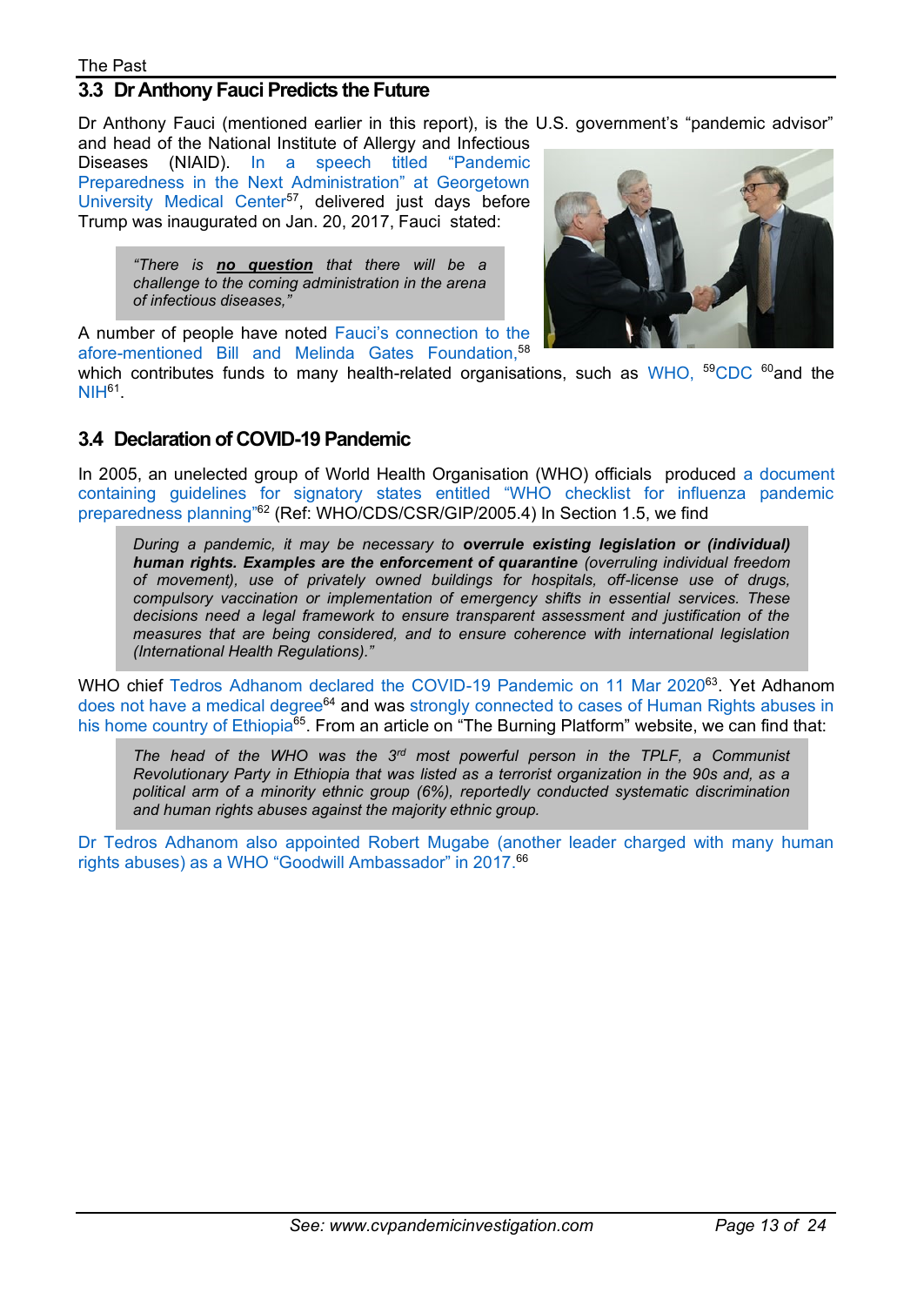## 3.3 Dr Anthony Fauci Predicts the Future

Dr Anthony Fauci (mentioned earlier in this report), is the U.S. government's "pandemic advisor" and head of the National Institute of Allergy and Infectious Diseases (NIAID). In a speech titled "Pandemic Preparedness in the Next Administration" at Georgetown University Medical Center[57], delivered just days before Trump was inaugurated on Jan. 20, 2017, Fauci stated:

> *"There is **no question** that there will be a challenge to the coming administration in the arena of infectious diseases,"*

A number of people have noted Fauci's connection to the afore-mentioned Bill and Melinda Gates Foundation,[58] which contributes funds to many health-related organisations, such as WHO, [59]CDC [60]and the NIH[61].

## 3.4 Declaration of COVID-19 Pandemic

In 2005, an unelected group of World Health Organisation (WHO) officials produced a document containing guidelines for signatory states entitled "WHO checklist for influenza pandemic preparedness planning"[62] (Ref: WHO/CDS/CSR/GIP/2005.4) In Section 1.5, we find

> *During a pandemic, it may be necessary to **overrule existing legislation or (individual) human rights. Examples are the enforcement of quarantine** (overruling individual freedom of movement), use of privately owned buildings for hospitals, off-license use of drugs, compulsory vaccination or implementation of emergency shifts in essential services. These decisions need a legal framework to ensure transparent assessment and justification of the measures that are being considered, and to ensure coherence with international legislation (International Health Regulations)."*

WHO chief Tedros Adhanom declared the COVID-19 Pandemic on 11 Mar 2020[63]. Yet Adhanom does not have a medical degree[64] and was strongly connected to cases of Human Rights abuses in his home country of Ethiopia[65]. From an article on "The Burning Platform" website, we can find that:

> *The head of the WHO was the 3rd most powerful person in the TPLF, a Communist Revolutionary Party in Ethiopia that was listed as a terrorist organization in the 90s and, as a political arm of a minority ethnic group (6%), reportedly conducted systematic discrimination and human rights abuses against the majority ethnic group.*

Dr Tedros Adhanom also appointed Robert Mugabe (another leader charged with many human rights abuses) as a WHO "Goodwill Ambassador" in 2017.[66]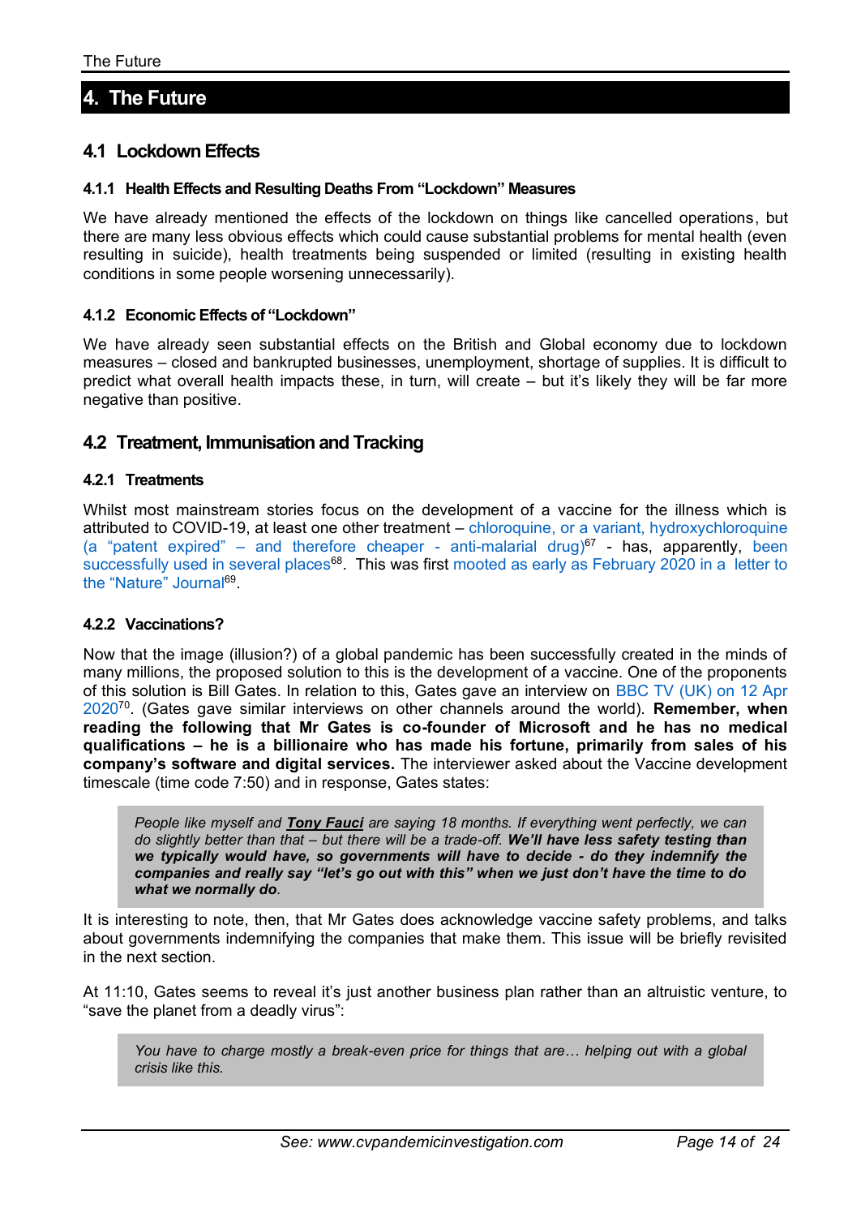# 4. The Future

## 4.1 Lockdown Effects

### 4.1.1 Health Effects and Resulting Deaths From "Lockdown" Measures

We have already mentioned the effects of the lockdown on things like cancelled operations, but there are many less obvious effects which could cause substantial problems for mental health (even resulting in suicide), health treatments being suspended or limited (resulting in existing health conditions in some people worsening unnecessarily).

### 4.1.2 Economic Effects of "Lockdown"

We have already seen substantial effects on the British and Global economy due to lockdown measures – closed and bankrupted businesses, unemployment, shortage of supplies. It is difficult to predict what overall health impacts these, in turn, will create – but it's likely they will be far more negative than positive.

## 4.2 Treatment, Immunisation and Tracking

### 4.2.1 Treatments

Whilst most mainstream stories focus on the development of a vaccine for the illness which is attributed to COVID-19, at least one other treatment – chloroquine, or a variant, hydroxychloroquine (a "patent expired" – and therefore cheaper - anti-malarial drug)[67] - has, apparently, been successfully used in several places[68]. This was first mooted as early as February 2020 in a letter to the "Nature" Journal[69].

### 4.2.2 Vaccinations?

Now that the image (illusion?) of a global pandemic has been successfully created in the minds of many millions, the proposed solution to this is the development of a vaccine. One of the proponents of this solution is Bill Gates. In relation to this, Gates gave an interview on BBC TV (UK) on 12 Apr 2020[70]. (Gates gave similar interviews on other channels around the world). **Remember, when reading the following that Mr Gates is co-founder of Microsoft and he has no medical qualifications – he is a billionaire who has made his fortune, primarily from sales of his company's software and digital services.** The interviewer asked about the Vaccine development timescale (time code 7:50) and in response, Gates states:

> *People like myself and* ***Tony Fauci*** *are saying 18 months. If everything went perfectly, we can do slightly better than that – but there will be a trade-off.* ***We'll have less safety testing than we typically would have, so governments will have to decide - do they indemnify the companies and really say "let's go out with this" when we just don't have the time to do what we normally do****.*

It is interesting to note, then, that Mr Gates does acknowledge vaccine safety problems, and talks about governments indemnifying the companies that make them. This issue will be briefly revisited in the next section.

At 11:10, Gates seems to reveal it's just another business plan rather than an altruistic venture, to "save the planet from a deadly virus":

> *You have to charge mostly a break-even price for things that are… helping out with a global crisis like this.*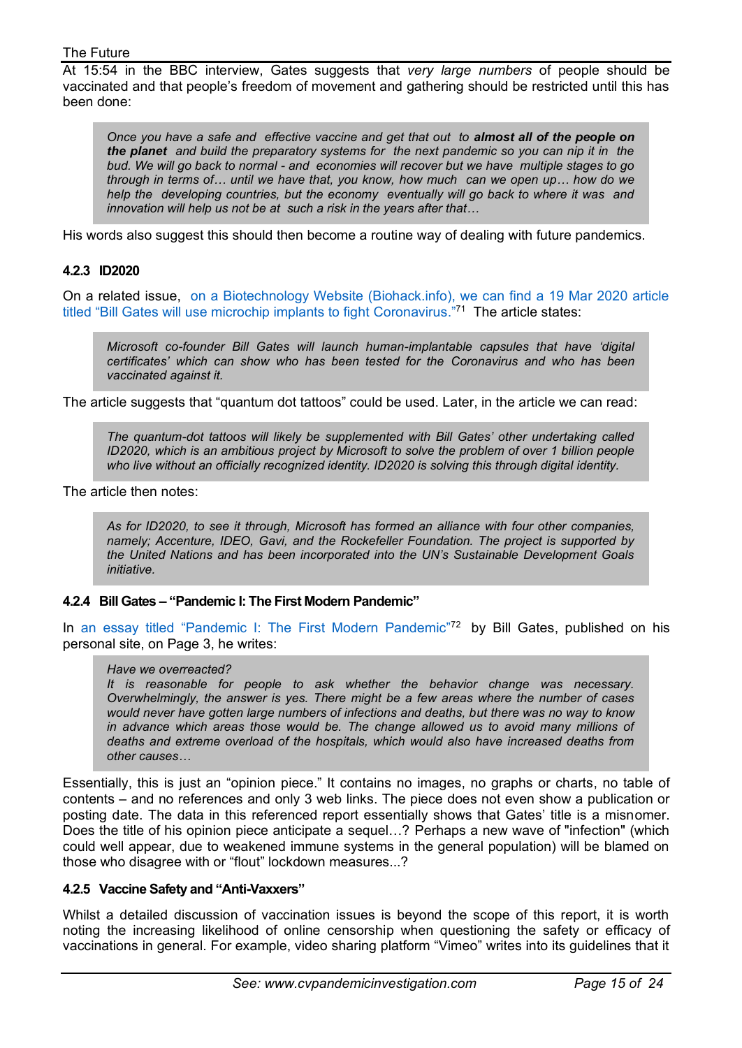At 15:54 in the BBC interview, Gates suggests that *very large numbers* of people should be vaccinated and that people's freedom of movement and gathering should be restricted until this has been done:

> *Once you have a safe and effective vaccine and get that out to* ***almost all of the people on the planet*** *and build the preparatory systems for the next pandemic so you can nip it in the bud. We will go back to normal - and economies will recover but we have multiple stages to go through in terms of… until we have that, you know, how much can we open up… how do we help the developing countries, but the economy eventually will go back to where it was and innovation will help us not be at such a risk in the years after that…*

His words also suggest this should then become a routine way of dealing with future pandemics.

#### 4.2.3 ID2020

On a related issue, on a Biotechnology Website (Biohack.info), we can find a 19 Mar 2020 article titled "Bill Gates will use microchip implants to fight Coronavirus."[71] The article states:

> *Microsoft co-founder Bill Gates will launch human-implantable capsules that have 'digital certificates' which can show who has been tested for the Coronavirus and who has been vaccinated against it.*

The article suggests that "quantum dot tattoos" could be used. Later, in the article we can read:

> *The quantum-dot tattoos will likely be supplemented with Bill Gates' other undertaking called ID2020, which is an ambitious project by Microsoft to solve the problem of over 1 billion people who live without an officially recognized identity. ID2020 is solving this through digital identity.*

The article then notes:

> *As for ID2020, to see it through, Microsoft has formed an alliance with four other companies, namely; Accenture, IDEO, Gavi, and the Rockefeller Foundation. The project is supported by the United Nations and has been incorporated into the UN's Sustainable Development Goals initiative.*

#### 4.2.4 Bill Gates – "Pandemic I: The First Modern Pandemic"

In an essay titled "Pandemic I: The First Modern Pandemic"[72] by Bill Gates, published on his personal site, on Page 3, he writes:

> *Have we overreacted?*
> *It is reasonable for people to ask whether the behavior change was necessary. Overwhelmingly, the answer is yes. There might be a few areas where the number of cases would never have gotten large numbers of infections and deaths, but there was no way to know in advance which areas those would be. The change allowed us to avoid many millions of deaths and extreme overload of the hospitals, which would also have increased deaths from other causes…*

Essentially, this is just an "opinion piece." It contains no images, no graphs or charts, no table of contents – and no references and only 3 web links. The piece does not even show a publication or posting date. The data in this referenced report essentially shows that Gates' title is a misnomer. Does the title of his opinion piece anticipate a sequel…? Perhaps a new wave of "infection" (which could well appear, due to weakened immune systems in the general population) will be blamed on those who disagree with or "flout" lockdown measures...?

#### 4.2.5 Vaccine Safety and "Anti-Vaxxers"

Whilst a detailed discussion of vaccination issues is beyond the scope of this report, it is worth noting the increasing likelihood of online censorship when questioning the safety or efficacy of vaccinations in general. For example, video sharing platform "Vimeo" writes into its guidelines that it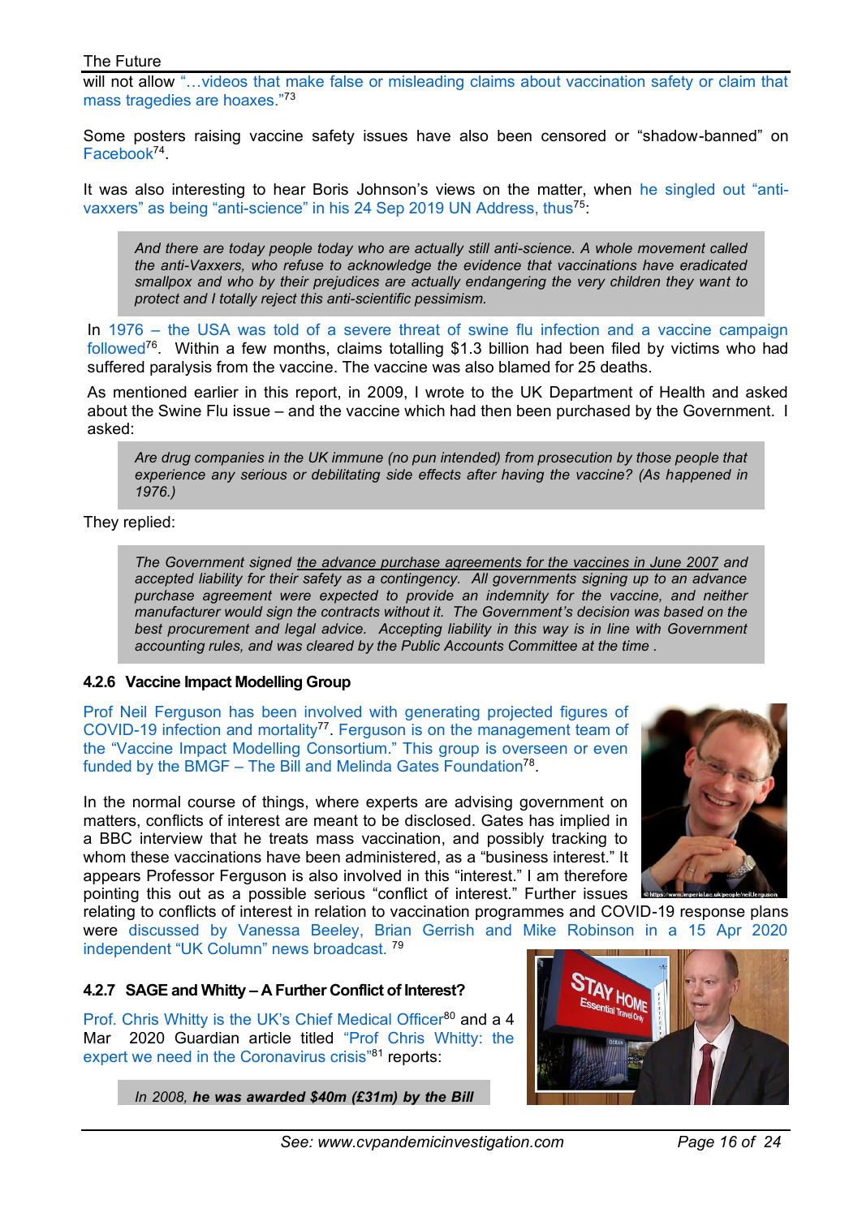will not allow "…videos that make false or misleading claims about vaccination safety or claim that mass tragedies are hoaxes."[73]

Some posters raising vaccine safety issues have also been censored or "shadow-banned" on Facebook[74].

It was also interesting to hear Boris Johnson's views on the matter, when he singled out "anti-vaxxers" as being "anti-science" in his 24 Sep 2019 UN Address, thus[75]:

> *And there are today people today who are actually still anti-science. A whole movement called the anti-Vaxxers, who refuse to acknowledge the evidence that vaccinations have eradicated smallpox and who by their prejudices are actually endangering the very children they want to protect and I totally reject this anti-scientific pessimism.*

In 1976 – the USA was told of a severe threat of swine flu infection and a vaccine campaign followed[76]. Within a few months, claims totalling $1.3 billion had been filed by victims who had suffered paralysis from the vaccine. The vaccine was also blamed for 25 deaths.

As mentioned earlier in this report, in 2009, I wrote to the UK Department of Health and asked about the Swine Flu issue – and the vaccine which had then been purchased by the Government. I asked:

> *Are drug companies in the UK immune (no pun intended) from prosecution by those people that experience any serious or debilitating side effects after having the vaccine? (As happened in 1976.)*

They replied:

> *The Government signed the advance purchase agreements for the vaccines in June 2007 and accepted liability for their safety as a contingency. All governments signing up to an advance purchase agreement were expected to provide an indemnity for the vaccine, and neither manufacturer would sign the contracts without it. The Government's decision was based on the best procurement and legal advice. Accepting liability in this way is in line with Government accounting rules, and was cleared by the Public Accounts Committee at the time .*

### 4.2.6 Vaccine Impact Modelling Group

Prof Neil Ferguson has been involved with generating projected figures of COVID-19 infection and mortality[77]. Ferguson is on the management team of the "Vaccine Impact Modelling Consortium." This group is overseen or even funded by the BMGF – The Bill and Melinda Gates Foundation[78].

In the normal course of things, where experts are advising government on matters, conflicts of interest are meant to be disclosed. Gates has implied in a BBC interview that he treats mass vaccination, and possibly tracking to whom these vaccinations have been administered, as a "business interest." It appears Professor Ferguson is also involved in this "interest." I am therefore pointing this out as a possible serious "conflict of interest." Further issues relating to conflicts of interest in relation to vaccination programmes and COVID-19 response plans were discussed by Vanessa Beeley, Brian Gerrish and Mike Robinson in a 15 Apr 2020 independent "UK Column" news broadcast. [79]

### 4.2.7 SAGE and Whitty – A Further Conflict of Interest?

Prof. Chris Whitty is the UK's Chief Medical Officer[80] and a 4 Mar 2020 Guardian article titled "Prof Chris Whitty: the expert we need in the Coronavirus crisis"[81] reports:

> *In 2008,* ***he was awarded $40m (£31m) by the Bill***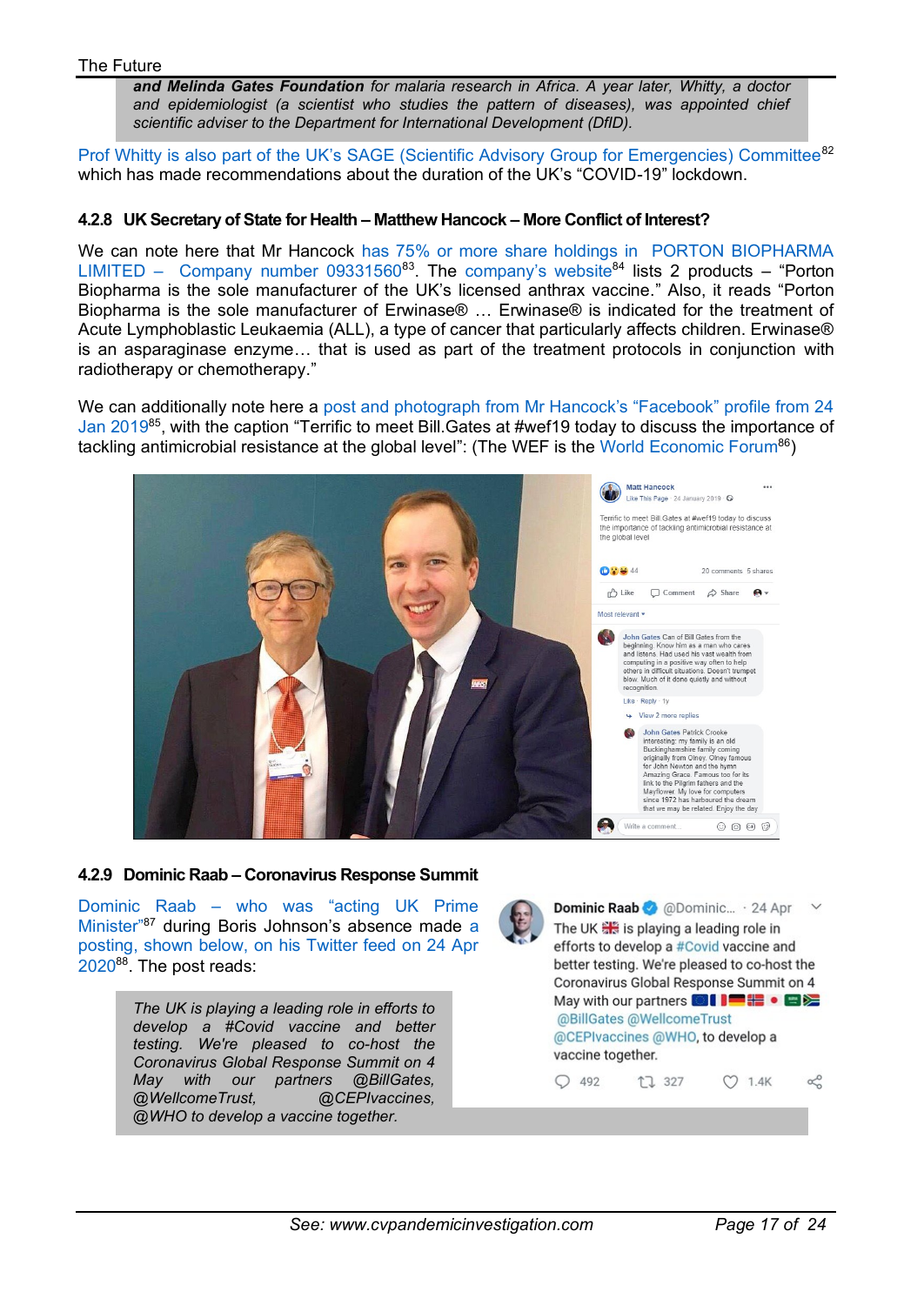*and Melinda Gates Foundation for malaria research in Africa. A year later, Whitty, a doctor and epidemiologist (a scientist who studies the pattern of diseases), was appointed chief scientific adviser to the Department for International Development (DfID).*

Prof Whitty is also part of the UK's SAGE (Scientific Advisory Group for Emergencies) Committee[82] which has made recommendations about the duration of the UK's "COVID-19" lockdown.

### 4.2.8 UK Secretary of State for Health – Matthew Hancock – More Conflict of Interest?

We can note here that Mr Hancock has 75% or more share holdings in PORTON BIOPHARMA LIMITED – Company number 09331560[83]. The company's website[84] lists 2 products – "Porton Biopharma is the sole manufacturer of the UK's licensed anthrax vaccine." Also, it reads "Porton Biopharma is the sole manufacturer of Erwinase® … Erwinase® is indicated for the treatment of Acute Lymphoblastic Leukaemia (ALL), a type of cancer that particularly affects children. Erwinase® is an asparaginase enzyme… that is used as part of the treatment protocols in conjunction with radiotherapy or chemotherapy."

We can additionally note here a post and photograph from Mr Hancock's "Facebook" profile from 24 Jan 2019[85], with the caption "Terrific to meet Bill.Gates at #wef19 today to discuss the importance of tackling antimicrobial resistance at the global level": (The WEF is the World Economic Forum[86])

### 4.2.9 Dominic Raab – Coronavirus Response Summit

Dominic Raab – who was "acting UK Prime Minister"[87] during Boris Johnson's absence made a posting, shown below, on his Twitter feed on 24 Apr 2020[88]. The post reads:

> *The UK is playing a leading role in efforts to develop a #Covid vaccine and better testing. We're pleased to co-host the Coronavirus Global Response Summit on 4 May with our partners @BillGates, @WellcomeTrust, @CEPIvaccines, @WHO to develop a vaccine together.*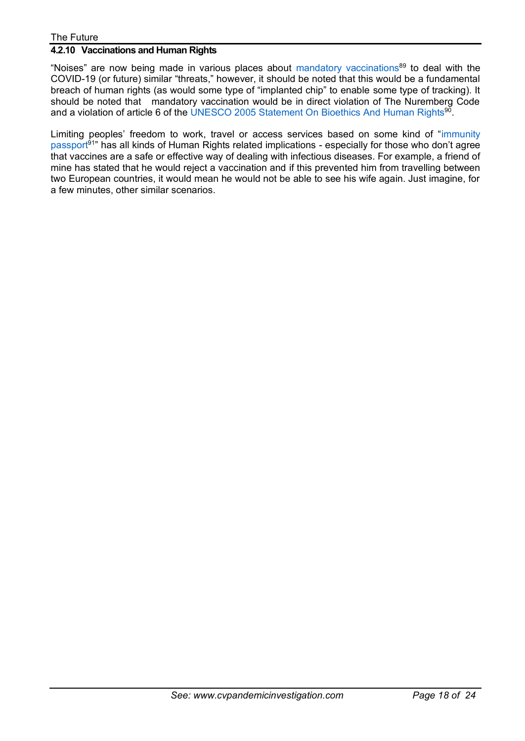#### 4.2.10 Vaccinations and Human Rights

"Noises" are now being made in various places about mandatory vaccinations[89] to deal with the COVID-19 (or future) similar "threats," however, it should be noted that this would be a fundamental breach of human rights (as would some type of "implanted chip" to enable some type of tracking). It should be noted that mandatory vaccination would be in direct violation of The Nuremberg Code and a violation of article 6 of the UNESCO 2005 Statement On Bioethics And Human Rights[90].

Limiting peoples' freedom to work, travel or access services based on some kind of "immunity passport[91]" has all kinds of Human Rights related implications - especially for those who don't agree that vaccines are a safe or effective way of dealing with infectious diseases. For example, a friend of mine has stated that he would reject a vaccination and if this prevented him from travelling between two European countries, it would mean he would not be able to see his wife again. Just imagine, for a few minutes, other similar scenarios.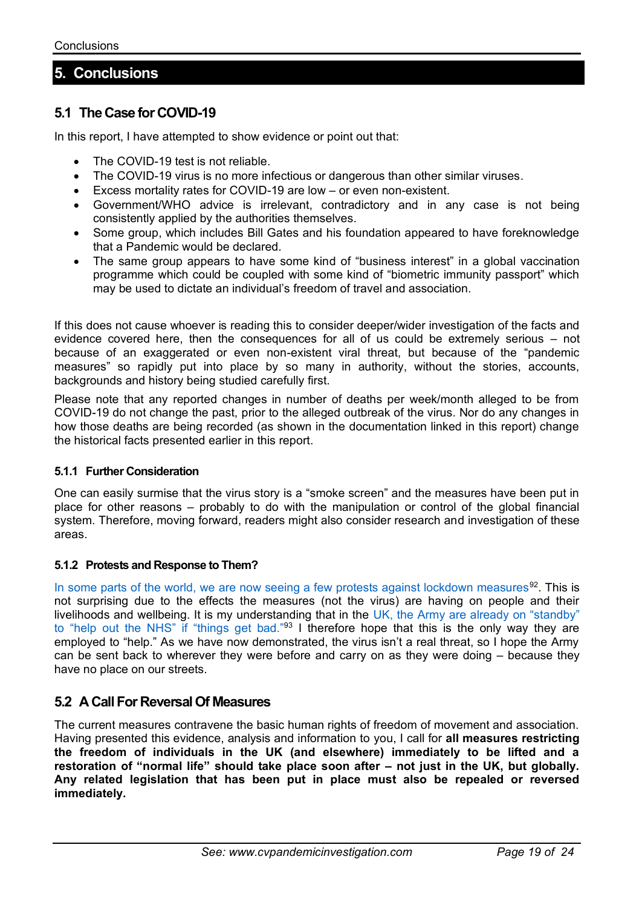# 5. Conclusions

## 5.1 The Case for COVID-19

In this report, I have attempted to show evidence or point out that:

- The COVID-19 test is not reliable.
- The COVID-19 virus is no more infectious or dangerous than other similar viruses.
- Excess mortality rates for COVID-19 are low – or even non-existent.
- Government/WHO advice is irrelevant, contradictory and in any case is not being consistently applied by the authorities themselves.
- Some group, which includes Bill Gates and his foundation appeared to have foreknowledge that a Pandemic would be declared.
- The same group appears to have some kind of "business interest" in a global vaccination programme which could be coupled with some kind of "biometric immunity passport" which may be used to dictate an individual's freedom of travel and association.

If this does not cause whoever is reading this to consider deeper/wider investigation of the facts and evidence covered here, then the consequences for all of us could be extremely serious – not because of an exaggerated or even non-existent viral threat, but because of the "pandemic measures" so rapidly put into place by so many in authority, without the stories, accounts, backgrounds and history being studied carefully first.

Please note that any reported changes in number of deaths per week/month alleged to be from COVID-19 do not change the past, prior to the alleged outbreak of the virus. Nor do any changes in how those deaths are being recorded (as shown in the documentation linked in this report) change the historical facts presented earlier in this report.

### 5.1.1 Further Consideration

One can easily surmise that the virus story is a "smoke screen" and the measures have been put in place for other reasons – probably to do with the manipulation or control of the global financial system. Therefore, moving forward, readers might also consider research and investigation of these areas.

### 5.1.2 Protests and Response to Them?

In some parts of the world, we are now seeing a few protests against lockdown measures[92]. This is not surprising due to the effects the measures (not the virus) are having on people and their livelihoods and wellbeing. It is my understanding that in the UK, the Army are already on "standby" to "help out the NHS" if "things get bad."[93] I therefore hope that this is the only way they are employed to "help." As we have now demonstrated, the virus isn't a real threat, so I hope the Army can be sent back to wherever they were before and carry on as they were doing – because they have no place on our streets.

## 5.2 A Call For Reversal Of Measures

The current measures contravene the basic human rights of freedom of movement and association. Having presented this evidence, analysis and information to you, I call for **all measures restricting the freedom of individuals in the UK (and elsewhere) immediately to be lifted and a restoration of "normal life" should take place soon after – not just in the UK, but globally. Any related legislation that has been put in place must also be repealed or reversed immediately.**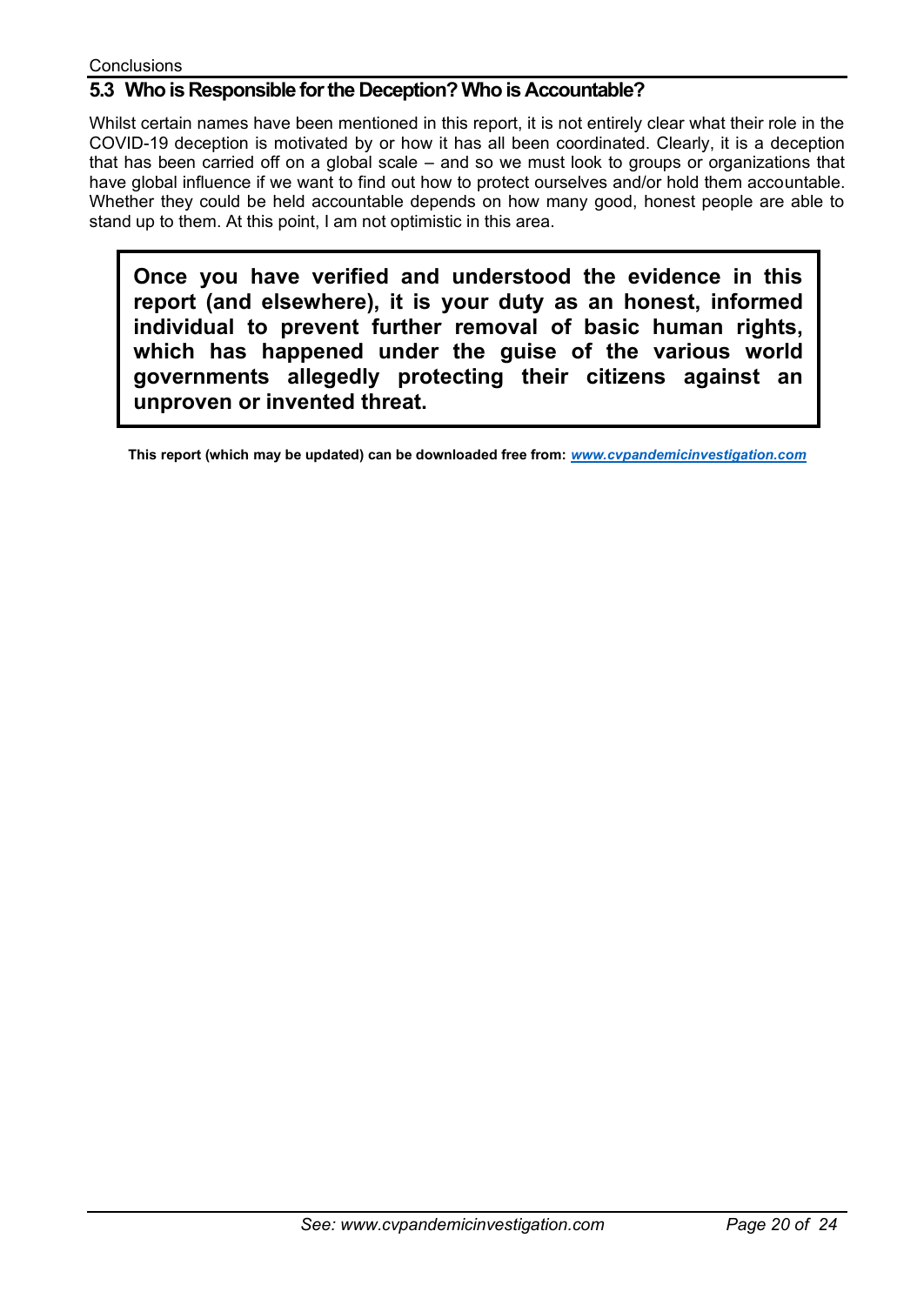## 5.3 Who is Responsible for the Deception? Who is Accountable?

Whilst certain names have been mentioned in this report, it is not entirely clear what their role in the COVID-19 deception is motivated by or how it has all been coordinated. Clearly, it is a deception that has been carried off on a global scale – and so we must look to groups or organizations that have global influence if we want to find out how to protect ourselves and/or hold them accountable. Whether they could be held accountable depends on how many good, honest people are able to stand up to them. At this point, I am not optimistic in this area.

**Once you have verified and understood the evidence in this report (and elsewhere), it is your duty as an honest, informed individual to prevent further removal of basic human rights, which has happened under the guise of the various world governments allegedly protecting their citizens against an unproven or invented threat.**

**This report (which may be updated) can be downloaded free from: *www.cvpandemicinvestigation.com***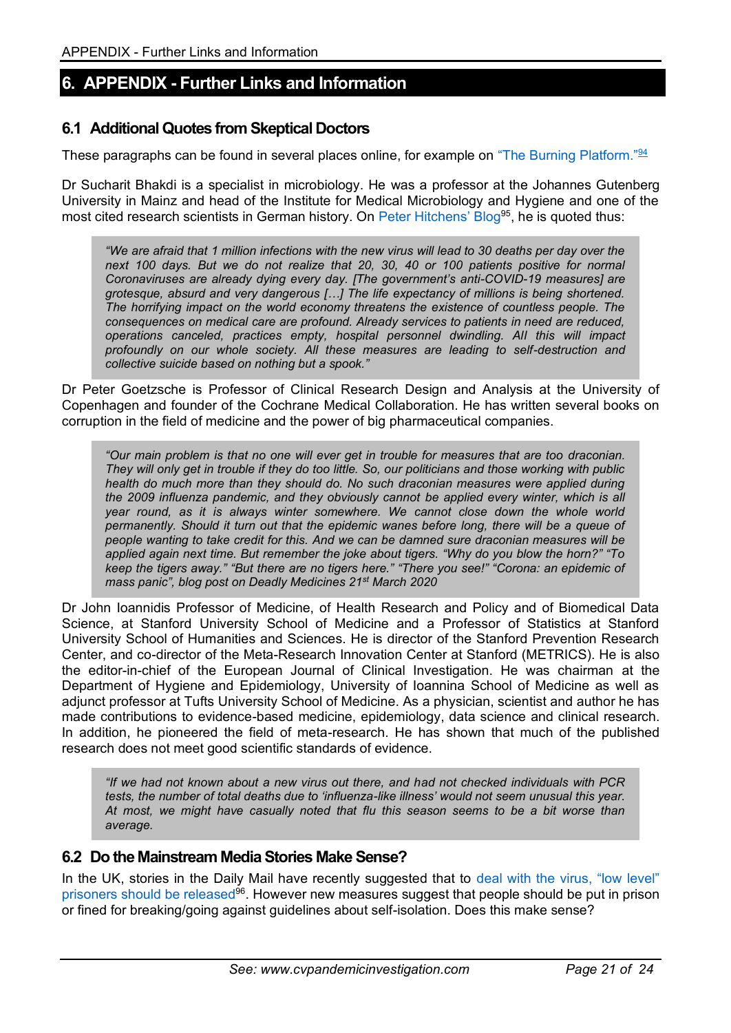# 6. APPENDIX - Further Links and Information

## 6.1 Additional Quotes from Skeptical Doctors

These paragraphs can be found in several places online, for example on "The Burning Platform."[94]

Dr Sucharit Bhakdi is a specialist in microbiology. He was a professor at the Johannes Gutenberg University in Mainz and head of the Institute for Medical Microbiology and Hygiene and one of the most cited research scientists in German history. On Peter Hitchens' Blog[95], he is quoted thus:

> *"We are afraid that 1 million infections with the new virus will lead to 30 deaths per day over the next 100 days. But we do not realize that 20, 30, 40 or 100 patients positive for normal Coronaviruses are already dying every day. [The government's anti-COVID-19 measures] are grotesque, absurd and very dangerous […] The life expectancy of millions is being shortened. The horrifying impact on the world economy threatens the existence of countless people. The consequences on medical care are profound. Already services to patients in need are reduced, operations canceled, practices empty, hospital personnel dwindling. All this will impact profoundly on our whole society. All these measures are leading to self-destruction and collective suicide based on nothing but a spook."*

Dr Peter Goetzsche is Professor of Clinical Research Design and Analysis at the University of Copenhagen and founder of the Cochrane Medical Collaboration. He has written several books on corruption in the field of medicine and the power of big pharmaceutical companies.

> *"Our main problem is that no one will ever get in trouble for measures that are too draconian. They will only get in trouble if they do too little. So, our politicians and those working with public health do much more than they should do. No such draconian measures were applied during the 2009 influenza pandemic, and they obviously cannot be applied every winter, which is all year round, as it is always winter somewhere. We cannot close down the whole world permanently. Should it turn out that the epidemic wanes before long, there will be a queue of people wanting to take credit for this. And we can be damned sure draconian measures will be applied again next time. But remember the joke about tigers. "Why do you blow the horn?" "To keep the tigers away." "But there are no tigers here." "There you see!" "Corona: an epidemic of mass panic", blog post on Deadly Medicines 21st March 2020*

Dr John Ioannidis Professor of Medicine, of Health Research and Policy and of Biomedical Data Science, at Stanford University School of Medicine and a Professor of Statistics at Stanford University School of Humanities and Sciences. He is director of the Stanford Prevention Research Center, and co-director of the Meta-Research Innovation Center at Stanford (METRICS). He is also the editor-in-chief of the European Journal of Clinical Investigation. He was chairman at the Department of Hygiene and Epidemiology, University of Ioannina School of Medicine as well as adjunct professor at Tufts University School of Medicine. As a physician, scientist and author he has made contributions to evidence-based medicine, epidemiology, data science and clinical research. In addition, he pioneered the field of meta-research. He has shown that much of the published research does not meet good scientific standards of evidence.

> *"If we had not known about a new virus out there, and had not checked individuals with PCR tests, the number of total deaths due to 'influenza-like illness' would not seem unusual this year. At most, we might have casually noted that flu this season seems to be a bit worse than average.*

## 6.2 Do the Mainstream Media Stories Make Sense?

In the UK, stories in the Daily Mail have recently suggested that to deal with the virus, "low level" prisoners should be released[96]. However new measures suggest that people should be put in prison or fined for breaking/going against guidelines about self-isolation. Does this make sense?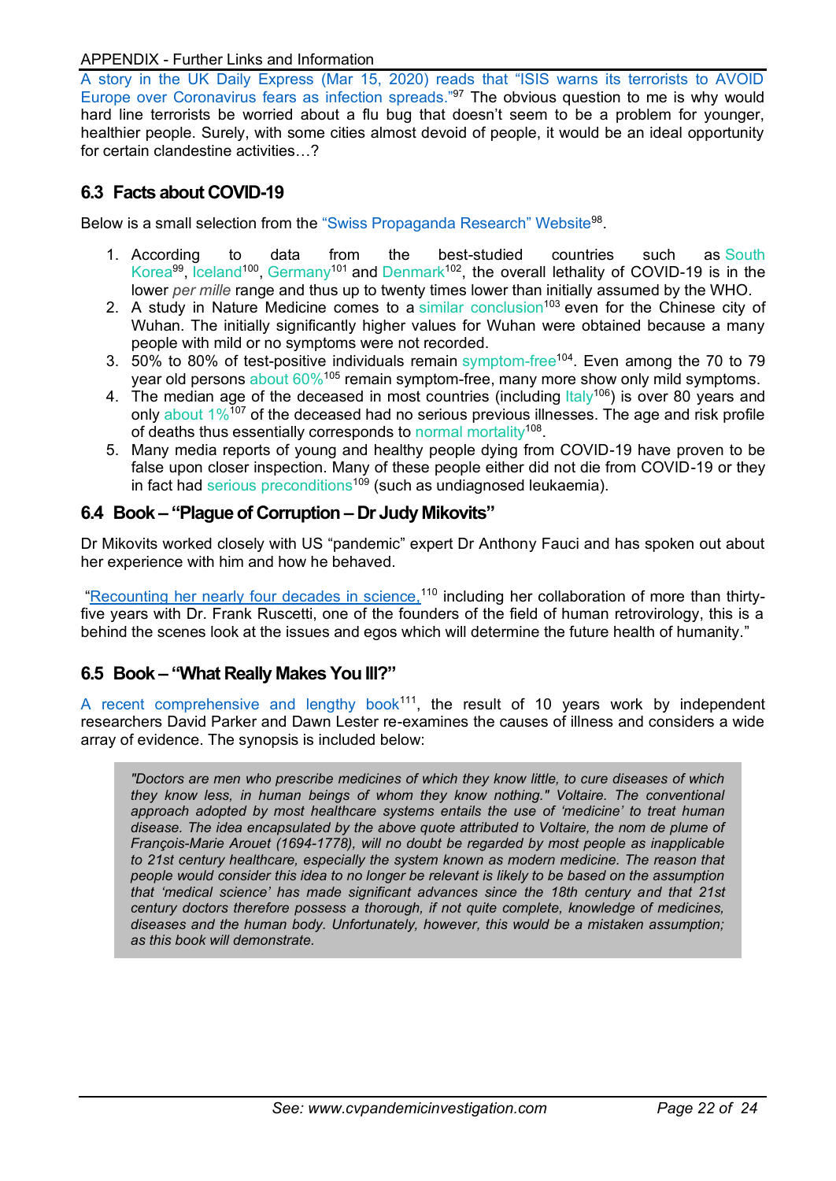A story in the UK Daily Express (Mar 15, 2020) reads that "ISIS warns its terrorists to AVOID Europe over Coronavirus fears as infection spreads."[97] The obvious question to me is why would hard line terrorists be worried about a flu bug that doesn't seem to be a problem for younger, healthier people. Surely, with some cities almost devoid of people, it would be an ideal opportunity for certain clandestine activities…?

## 6.3 Facts about COVID-19

Below is a small selection from the "Swiss Propaganda Research" Website[98].

1. According to data from the best-studied countries such as South Korea[99], Iceland[100], Germany[101] and Denmark[102], the overall lethality of COVID-19 is in the lower *per mille* range and thus up to twenty times lower than initially assumed by the WHO.
2. A study in Nature Medicine comes to a similar conclusion[103] even for the Chinese city of Wuhan. The initially significantly higher values for Wuhan were obtained because a many people with mild or no symptoms were not recorded.
3. 50% to 80% of test-positive individuals remain symptom-free[104]. Even among the 70 to 79 year old persons about 60%[105] remain symptom-free, many more show only mild symptoms.
4. The median age of the deceased in most countries (including Italy[106]) is over 80 years and only about 1%[107] of the deceased had no serious previous illnesses. The age and risk profile of deaths thus essentially corresponds to normal mortality[108].
5. Many media reports of young and healthy people dying from COVID-19 have proven to be false upon closer inspection. Many of these people either did not die from COVID-19 or they in fact had serious preconditions[109] (such as undiagnosed leukaemia).

## 6.4 Book – "Plague of Corruption – Dr Judy Mikovits"

Dr Mikovits worked closely with US "pandemic" expert Dr Anthony Fauci and has spoken out about her experience with him and how he behaved.

"Recounting her nearly four decades in science,[110] including her collaboration of more than thirty-five years with Dr. Frank Ruscetti, one of the founders of the field of human retrovirology, this is a behind the scenes look at the issues and egos which will determine the future health of humanity."

## 6.5 Book – "What Really Makes You Ill?"

A recent comprehensive and lengthy book[111], the result of 10 years work by independent researchers David Parker and Dawn Lester re-examines the causes of illness and considers a wide array of evidence. The synopsis is included below:

> *"Doctors are men who prescribe medicines of which they know little, to cure diseases of which they know less, in human beings of whom they know nothing." Voltaire. The conventional approach adopted by most healthcare systems entails the use of 'medicine' to treat human disease. The idea encapsulated by the above quote attributed to Voltaire, the nom de plume of François-Marie Arouet (1694-1778), will no doubt be regarded by most people as inapplicable to 21st century healthcare, especially the system known as modern medicine. The reason that people would consider this idea to no longer be relevant is likely to be based on the assumption that 'medical science' has made significant advances since the 18th century and that 21st century doctors therefore possess a thorough, if not quite complete, knowledge of medicines, diseases and the human body. Unfortunately, however, this would be a mistaken assumption; as this book will demonstrate.*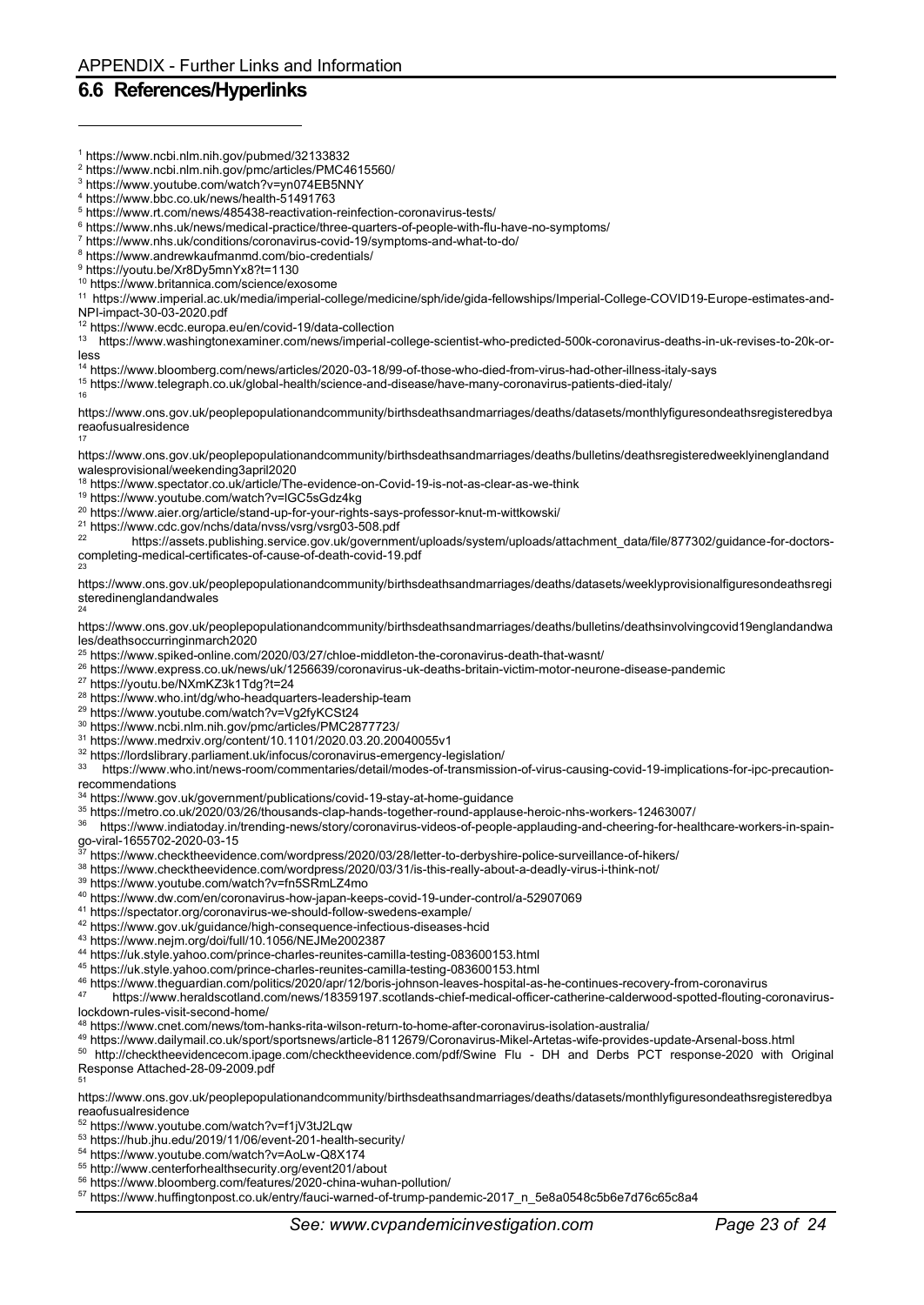APPENDIX - Further Links and Information

## 6.6 References/Hyperlinks

[1] https://www.ncbi.nlm.nih.gov/pubmed/32133832
[2] https://www.ncbi.nlm.nih.gov/pmc/articles/PMC4615560/
[3] https://www.youtube.com/watch?v=yn074EB5NNY
[4] https://www.bbc.co.uk/news/health-51491763
[5] https://www.rt.com/news/485438-reactivation-reinfection-coronavirus-tests/
[6] https://www.nhs.uk/news/medical-practice/three-quarters-of-people-with-flu-have-no-symptoms/
[7] https://www.nhs.uk/conditions/coronavirus-covid-19/symptoms-and-what-to-do/
[8] https://www.andrewkaufmanmd.com/bio-credentials/
[9] https://youtu.be/Xr8Dy5mnYx8?t=1130
[10] https://www.britannica.com/science/exosome
[11] https://www.imperial.ac.uk/media/imperial-college/medicine/sph/ide/gida-fellowships/Imperial-College-COVID19-Europe-estimates-and-NPI-impact-30-03-2020.pdf
[12] https://www.ecdc.europa.eu/en/covid-19/data-collection
[13] https://www.washingtonexaminer.com/news/imperial-college-scientist-who-predicted-500k-coronavirus-deaths-in-uk-revises-to-20k-or-less
[14] https://www.bloomberg.com/news/articles/2020-03-18/99-of-those-who-died-from-virus-had-other-illness-italy-says
[15] https://www.telegraph.co.uk/global-health/science-and-disease/have-many-coronavirus-patients-died-italy/
[16] https://www.ons.gov.uk/peoplepopulationandcommunity/birthsdeathsandmarriages/deaths/datasets/monthlyfiguresondeathsregisteredbyareaofusualresidence
[17] https://www.ons.gov.uk/peoplepopulationandcommunity/birthsdeathsandmarriages/deaths/bulletins/deathsregisteredweeklyinenglandandwalesprovisional/weekending3april2020
[18] https://www.spectator.co.uk/article/The-evidence-on-Covid-19-is-not-as-clear-as-we-think
[19] https://www.youtube.com/watch?v=lGC5sGdz4kg
[20] https://www.aier.org/article/stand-up-for-your-rights-says-professor-knut-m-wittkowski/
[21] https://www.cdc.gov/nchs/data/nvss/vsrg/vsrg03-508.pdf
[22] https://assets.publishing.service.gov.uk/government/uploads/system/uploads/attachment_data/file/877302/guidance-for-doctors-completing-medical-certificates-of-cause-of-death-covid-19.pdf
[23] https://www.ons.gov.uk/peoplepopulationandcommunity/birthsdeathsandmarriages/deaths/datasets/weeklyprovisionalfiguresondeathsregisteredinenglandandwales
[24] https://www.ons.gov.uk/peoplepopulationandcommunity/birthsdeathsandmarriages/deaths/bulletins/deathsinvolvingcovid19englandandwales/deathsoccurringinmarch2020
[25] https://www.spiked-online.com/2020/03/27/chloe-middleton-the-coronavirus-death-that-wasnt/
[26] https://www.express.co.uk/news/uk/1256639/coronavirus-uk-deaths-britain-victim-motor-neurone-disease-pandemic
[27] https://youtu.be/NXmKZ3k1Tdg?t=24
[28] https://www.who.int/dg/who-headquarters-leadership-team
[29] https://www.youtube.com/watch?v=Vg2fyKCSt24
[30] https://www.ncbi.nlm.nih.gov/pmc/articles/PMC2877723/
[31] https://www.medrxiv.org/content/10.1101/2020.03.20.20040055v1
[32] https://lordslibrary.parliament.uk/infocus/coronavirus-emergency-legislation/
[33] https://www.who.int/news-room/commentaries/detail/modes-of-transmission-of-virus-causing-covid-19-implications-for-ipc-precaution-recommendations
[34] https://www.gov.uk/government/publications/covid-19-stay-at-home-guidance
[35] https://metro.co.uk/2020/03/26/thousands-clap-hands-together-round-applause-heroic-nhs-workers-12463007/
[36] https://www.indiatoday.in/trending-news/story/coronavirus-videos-of-people-applauding-and-cheering-for-healthcare-workers-in-spain-go-viral-1655702-2020-03-15
[37] https://www.checktheevidence.com/wordpress/2020/03/28/letter-to-derbyshire-police-surveillance-of-hikers/
[38] https://www.checktheevidence.com/wordpress/2020/03/31/is-this-really-about-a-deadly-virus-i-think-not/
[39] https://www.youtube.com/watch?v=fn5SRmLZ4mo
[40] https://www.dw.com/en/coronavirus-how-japan-keeps-covid-19-under-control/a-52907069
[41] https://spectator.org/coronavirus-we-should-follow-swedens-example/
[42] https://www.gov.uk/guidance/high-consequence-infectious-diseases-hcid
[43] https://www.nejm.org/doi/full/10.1056/NEJMe2002387
[44] https://uk.style.yahoo.com/prince-charles-reunites-camilla-testing-083600153.html
[45] https://uk.style.yahoo.com/prince-charles-reunites-camilla-testing-083600153.html
[46] https://www.theguardian.com/politics/2020/apr/12/boris-johnson-leaves-hospital-as-he-continues-recovery-from-coronavirus
[47] https://www.heraldscotland.com/news/18359197.scotlands-chief-medical-officer-catherine-calderwood-spotted-flouting-coronavirus-lockdown-rules-visit-second-home/
[48] https://www.cnet.com/news/tom-hanks-rita-wilson-return-to-home-after-coronavirus-isolation-australia/
[49] https://www.dailymail.co.uk/sport/sportsnews/article-8112679/Coronavirus-Mikel-Artetas-wife-provides-update-Arsenal-boss.html
[50] http://checktheevidencecom.ipage.com/checktheevidence.com/pdf/Swine Flu - DH and Derbs PCT response-2020 with Original Response Attached-28-09-2009.pdf
[51] https://www.ons.gov.uk/peoplepopulationandcommunity/birthsdeathsandmarriages/deaths/datasets/monthlyfiguresondeathsregisteredbyareaofusualresidence
[52] https://www.youtube.com/watch?v=f1jV3tJ2Lqw
[53] https://hub.jhu.edu/2019/11/06/event-201-health-security/
[54] https://www.youtube.com/watch?v=AoLw-Q8X174
[55] http://www.centerforhealthsecurity.org/event201/about
[56] https://www.bloomberg.com/features/2020-china-wuhan-pollution/
[57] https://www.huffingtonpost.co.uk/entry/fauci-warned-of-trump-pandemic-2017_n_5e8a0548c5b6e7d76c65c8a4

*See: www.cvpandemicinvestigation.com*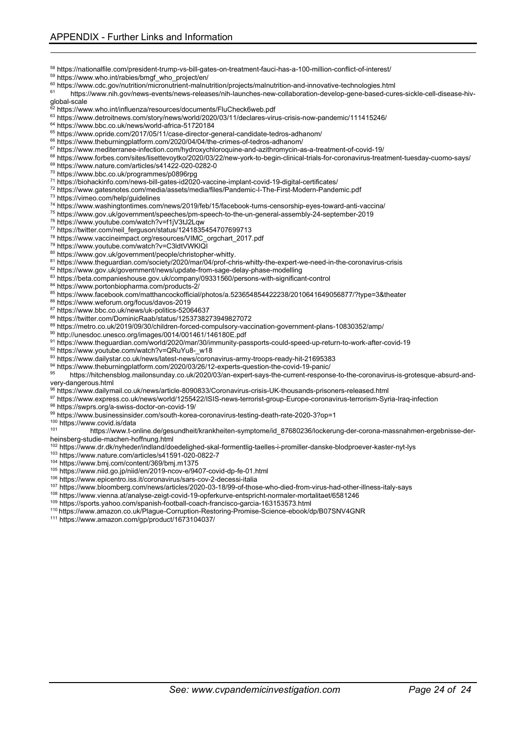## APPENDIX - Further Links and Information

[58] https://nationalfile.com/president-trump-vs-bill-gates-on-treatment-fauci-has-a-100-million-conflict-of-interest/
[59] https://www.who.int/rabies/bmgf_who_project/en/
[60] https://www.cdc.gov/nutrition/micronutrient-malnutrition/projects/malnutrition-and-innovative-technologies.html
[61] https://www.nih.gov/news-events/news-releases/nih-launches-new-collaboration-develop-gene-based-cures-sickle-cell-disease-hiv-global-scale
[62] https://www.who.int/influenza/resources/documents/FluCheck6web.pdf
[63] https://www.detroitnews.com/story/news/world/2020/03/11/declares-virus-crisis-now-pandemic/111415246/
[64] https://www.bbc.co.uk/news/world-africa-51720184
[65] https://www.opride.com/2017/05/11/case-director-general-candidate-tedros-adhanom/
[66] https://www.theburningplatform.com/2020/04/04/the-crimes-of-tedros-adhanom/
[67] https://www.mediterranee-infection.com/hydroxychloroquine-and-azithromycin-as-a-treatment-of-covid-19/
[68] https://www.forbes.com/sites/lisettevoytko/2020/03/22/new-york-to-begin-clinical-trials-for-coronavirus-treatment-tuesday-cuomo-says/
[69] https://www.nature.com/articles/s41422-020-0282-0
[70] https://www.bbc.co.uk/programmes/p0896rpg
[71] https://biohackinfo.com/news-bill-gates-id2020-vaccine-implant-covid-19-digital-certificates/
[72] https://www.gatesnotes.com/media/assets/media/files/Pandemic-I-The-First-Modern-Pandemic.pdf
[73] https://vimeo.com/help/guidelines
[74] https://www.washingtontimes.com/news/2019/feb/15/facebook-turns-censorship-eyes-toward-anti-vaccina/
[75] https://www.gov.uk/government/speeches/pm-speech-to-the-un-general-assembly-24-september-2019
[76] https://www.youtube.com/watch?v=f1jV3tJ2Lqw
[77] https://twitter.com/neil_ferguson/status/1241835454707699713
[78] https://www.vaccineimpact.org/resources/VIMC_orgchart_2017.pdf
[79] https://www.youtube.com/watch?v=C3ldtVWKIQI
[80] https://www.gov.uk/government/people/christopher-whitty.
[81] https://www.theguardian.com/society/2020/mar/04/prof-chris-whitty-the-expert-we-need-in-the-coronavirus-crisis
[82] https://www.gov.uk/government/news/update-from-sage-delay-phase-modelling
[83] https://beta.companieshouse.gov.uk/company/09331560/persons-with-significant-control
[84] https://www.portonbiopharma.com/products-2/
[85] https://www.facebook.com/matthancockofficial/photos/a.523654854422238/2010641649056877/?type=3&theater
[86] https://www.weforum.org/focus/davos-2019
[87] https://www.bbc.co.uk/news/uk-politics-52064637
[88] https://twitter.com/DominicRaab/status/1253738273949827072
[89] https://metro.co.uk/2019/09/30/children-forced-compulsory-vaccination-government-plans-10830352/amp/
[90] http://unesdoc.unesco.org/images/0014/001461/146180E.pdf
[91] https://www.theguardian.com/world/2020/mar/30/immunity-passports-could-speed-up-return-to-work-after-covid-19
[92] https://www.youtube.com/watch?v=QRuYu8-_w18
[93] https://www.dailystar.co.uk/news/latest-news/coronavirus-army-troops-ready-hit-21695383
[94] https://www.theburningplatform.com/2020/03/26/12-experts-question-the-covid-19-panic/
[95] https://hitchensblog.mailonsunday.co.uk/2020/03/an-expert-says-the-current-response-to-the-coronavirus-is-grotesque-absurd-and-very-dangerous.html
[96] https://www.dailymail.co.uk/news/article-8090833/Coronavirus-crisis-UK-thousands-prisoners-released.html
[97] https://www.express.co.uk/news/world/1255422/ISIS-news-terrorist-group-Europe-coronavirus-terrorism-Syria-Iraq-infection
[98] https://swprs.org/a-swiss-doctor-on-covid-19/
[99] https://www.businessinsider.com/south-korea-coronavirus-testing-death-rate-2020-3?op=1
[100] https://www.covid.is/data
[101] https://www.t-online.de/gesundheit/krankheiten-symptome/id_87680236/lockerung-der-corona-massnahmen-ergebnisse-der-heinsberg-studie-machen-hoffnung.html
[102] https://www.dr.dk/nyheder/indland/doedelighed-skal-formentlig-taelles-i-promiller-danske-blodproever-kaster-nyt-lys
[103] https://www.nature.com/articles/s41591-020-0822-7
[104] https://www.bmj.com/content/369/bmj.m1375
[105] https://www.niid.go.jp/niid/en/2019-ncov-e/9407-covid-dp-fe-01.html
[106] https://www.epicentro.iss.it/coronavirus/sars-cov-2-decessi-italia
[107] https://www.bloomberg.com/news/articles/2020-03-18/99-of-those-who-died-from-virus-had-other-illness-italy-says
[108] https://www.vienna.at/analyse-zeigt-covid-19-opferkurve-entspricht-normaler-mortalitaet/6581246
[109] https://sports.yahoo.com/spanish-football-coach-francisco-garcia-163153573.html
[110] https://www.amazon.co.uk/Plague-Corruption-Restoring-Promise-Science-ebook/dp/B07SNV4GNR
[111] https://www.amazon.com/gp/product/1673104037/

*See: www.cvpandemicinvestigation.com*